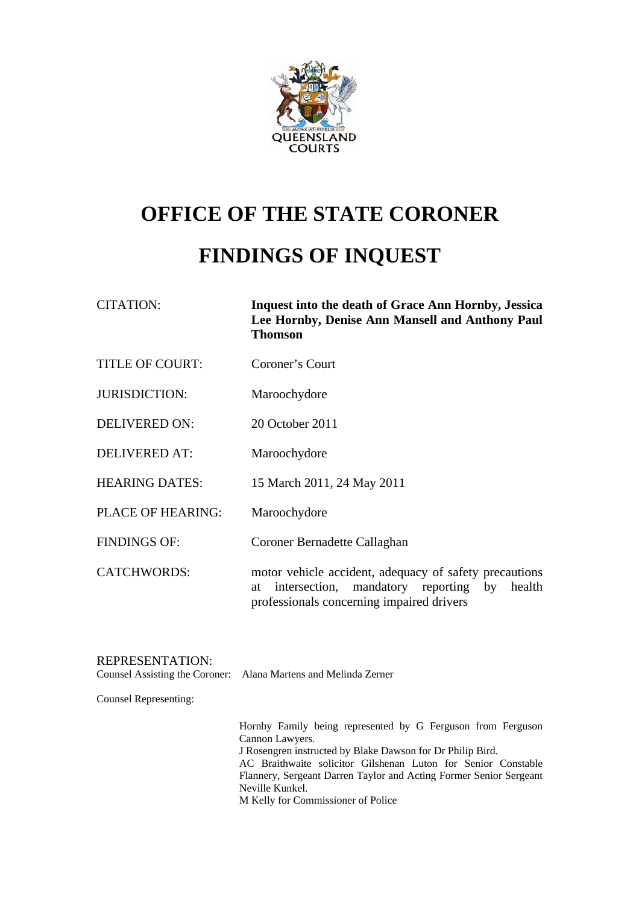QUEENSLAND COURTS

# OFFICE OF THE STATE CORONER

# FINDINGS OF INQUEST

| | |
|---|---|
| CITATION: | **Inquest into the death of Grace Ann Hornby, Jessica Lee Hornby, Denise Ann Mansell and Anthony Paul Thomson** |
| TITLE OF COURT: | Coroner's Court |
| JURISDICTION: | Maroochydore |
| DELIVERED ON: | 20 October 2011 |
| DELIVERED AT: | Maroochydore |
| HEARING DATES: | 15 March 2011, 24 May 2011 |
| PLACE OF HEARING: | Maroochydore |
| FINDINGS OF: | Coroner Bernadette Callaghan |
| CATCHWORDS: | motor vehicle accident, adequacy of safety precautions at intersection, mandatory reporting by health professionals concerning impaired drivers |

REPRESENTATION:

Counsel Assisting the Coroner: Alana Martens and Melinda Zerner

Counsel Representing:

Hornby Family being represented by G Ferguson from Ferguson Cannon Lawyers.
J Rosengren instructed by Blake Dawson for Dr Philip Bird.
AC Braithwaite solicitor Gilshenan Luton for Senior Constable Flannery, Sergeant Darren Taylor and Acting Former Senior Sergeant Neville Kunkel.
M Kelly for Commissioner of Police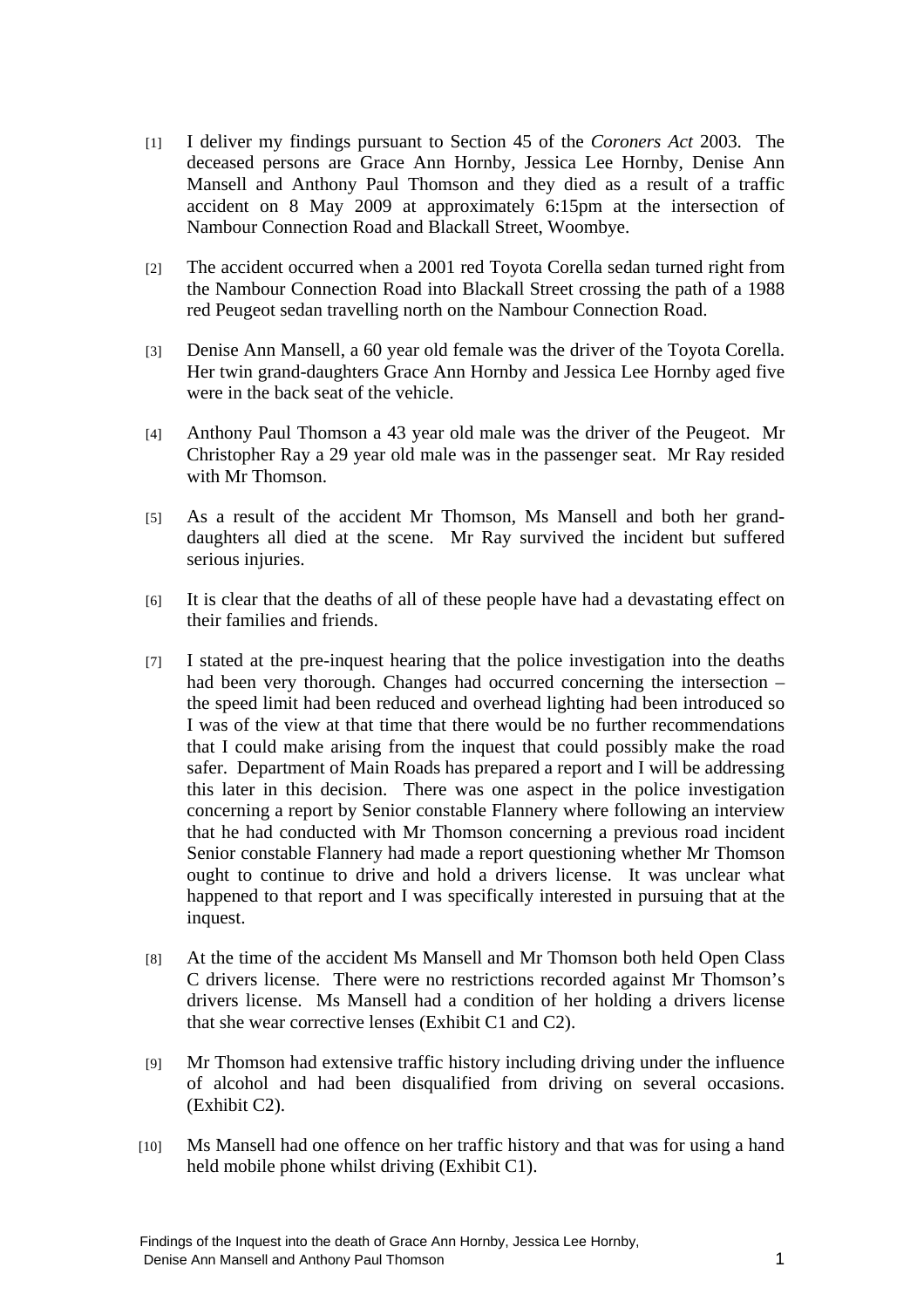[1] I deliver my findings pursuant to Section 45 of the *Coroners Act* 2003. The deceased persons are Grace Ann Hornby, Jessica Lee Hornby, Denise Ann Mansell and Anthony Paul Thomson and they died as a result of a traffic accident on 8 May 2009 at approximately 6:15pm at the intersection of Nambour Connection Road and Blackall Street, Woombye.

[2] The accident occurred when a 2001 red Toyota Corella sedan turned right from the Nambour Connection Road into Blackall Street crossing the path of a 1988 red Peugeot sedan travelling north on the Nambour Connection Road.

[3] Denise Ann Mansell, a 60 year old female was the driver of the Toyota Corella. Her twin grand-daughters Grace Ann Hornby and Jessica Lee Hornby aged five were in the back seat of the vehicle.

[4] Anthony Paul Thomson a 43 year old male was the driver of the Peugeot. Mr Christopher Ray a 29 year old male was in the passenger seat. Mr Ray resided with Mr Thomson.

[5] As a result of the accident Mr Thomson, Ms Mansell and both her grand-daughters all died at the scene. Mr Ray survived the incident but suffered serious injuries.

[6] It is clear that the deaths of all of these people have had a devastating effect on their families and friends.

[7] I stated at the pre-inquest hearing that the police investigation into the deaths had been very thorough. Changes had occurred concerning the intersection – the speed limit had been reduced and overhead lighting had been introduced so I was of the view at that time that there would be no further recommendations that I could make arising from the inquest that could possibly make the road safer. Department of Main Roads has prepared a report and I will be addressing this later in this decision. There was one aspect in the police investigation concerning a report by Senior constable Flannery where following an interview that he had conducted with Mr Thomson concerning a previous road incident Senior constable Flannery had made a report questioning whether Mr Thomson ought to continue to drive and hold a drivers license. It was unclear what happened to that report and I was specifically interested in pursuing that at the inquest.

[8] At the time of the accident Ms Mansell and Mr Thomson both held Open Class C drivers license. There were no restrictions recorded against Mr Thomson's drivers license. Ms Mansell had a condition of her holding a drivers license that she wear corrective lenses (Exhibit C1 and C2).

[9] Mr Thomson had extensive traffic history including driving under the influence of alcohol and had been disqualified from driving on several occasions. (Exhibit C2).

[10] Ms Mansell had one offence on her traffic history and that was for using a hand held mobile phone whilst driving (Exhibit C1).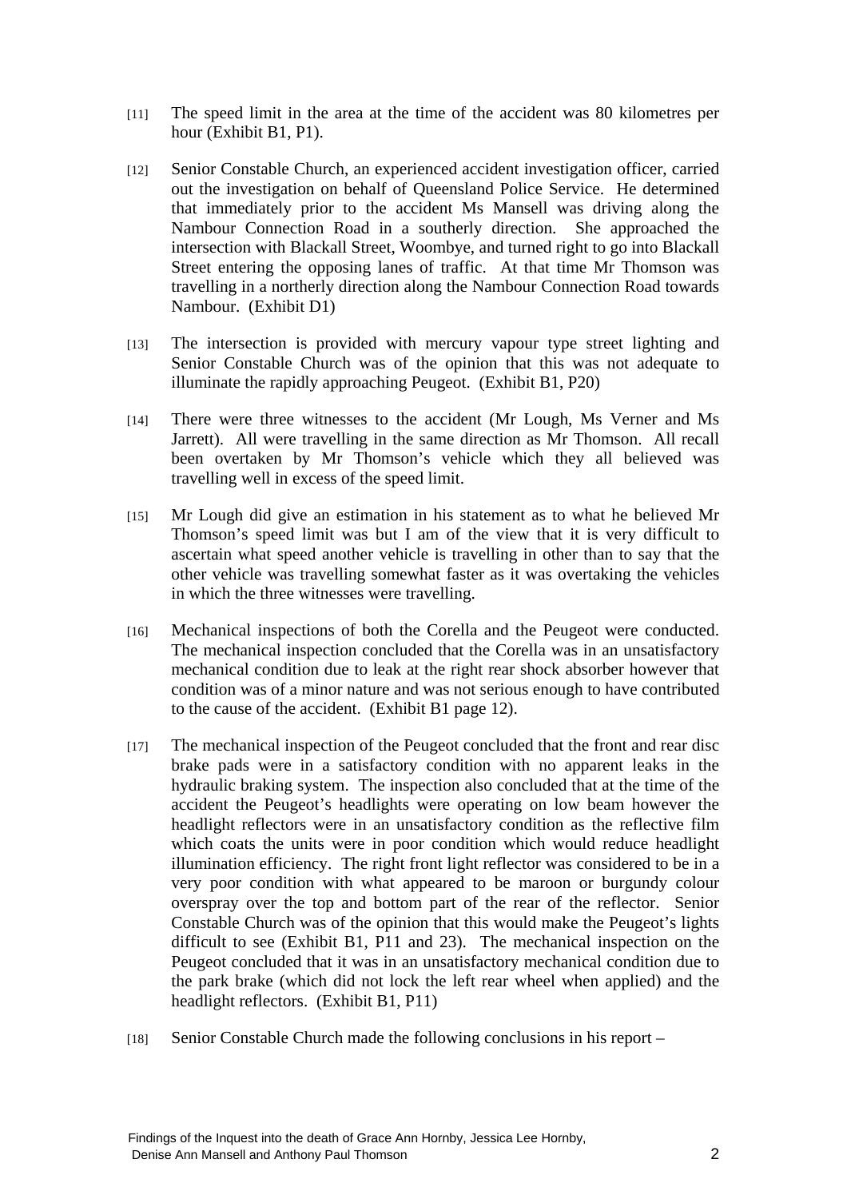[11] The speed limit in the area at the time of the accident was 80 kilometres per hour (Exhibit B1, P1).

[12] Senior Constable Church, an experienced accident investigation officer, carried out the investigation on behalf of Queensland Police Service. He determined that immediately prior to the accident Ms Mansell was driving along the Nambour Connection Road in a southerly direction. She approached the intersection with Blackall Street, Woombye, and turned right to go into Blackall Street entering the opposing lanes of traffic. At that time Mr Thomson was travelling in a northerly direction along the Nambour Connection Road towards Nambour. (Exhibit D1)

[13] The intersection is provided with mercury vapour type street lighting and Senior Constable Church was of the opinion that this was not adequate to illuminate the rapidly approaching Peugeot. (Exhibit B1, P20)

[14] There were three witnesses to the accident (Mr Lough, Ms Verner and Ms Jarrett). All were travelling in the same direction as Mr Thomson. All recall been overtaken by Mr Thomson's vehicle which they all believed was travelling well in excess of the speed limit.

[15] Mr Lough did give an estimation in his statement as to what he believed Mr Thomson's speed limit was but I am of the view that it is very difficult to ascertain what speed another vehicle is travelling in other than to say that the other vehicle was travelling somewhat faster as it was overtaking the vehicles in which the three witnesses were travelling.

[16] Mechanical inspections of both the Corella and the Peugeot were conducted. The mechanical inspection concluded that the Corella was in an unsatisfactory mechanical condition due to leak at the right rear shock absorber however that condition was of a minor nature and was not serious enough to have contributed to the cause of the accident. (Exhibit B1 page 12).

[17] The mechanical inspection of the Peugeot concluded that the front and rear disc brake pads were in a satisfactory condition with no apparent leaks in the hydraulic braking system. The inspection also concluded that at the time of the accident the Peugeot's headlights were operating on low beam however the headlight reflectors were in an unsatisfactory condition as the reflective film which coats the units were in poor condition which would reduce headlight illumination efficiency. The right front light reflector was considered to be in a very poor condition with what appeared to be maroon or burgundy colour overspray over the top and bottom part of the rear of the reflector. Senior Constable Church was of the opinion that this would make the Peugeot's lights difficult to see (Exhibit B1, P11 and 23). The mechanical inspection on the Peugeot concluded that it was in an unsatisfactory mechanical condition due to the park brake (which did not lock the left rear wheel when applied) and the headlight reflectors. (Exhibit B1, P11)

[18] Senior Constable Church made the following conclusions in his report –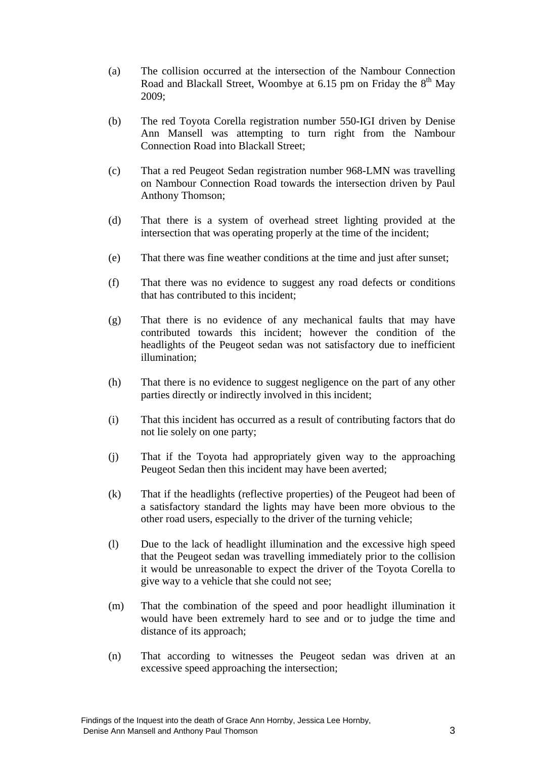(a) The collision occurred at the intersection of the Nambour Connection Road and Blackall Street, Woombye at 6.15 pm on Friday the 8th May 2009;

(b) The red Toyota Corella registration number 550-IGI driven by Denise Ann Mansell was attempting to turn right from the Nambour Connection Road into Blackall Street;

(c) That a red Peugeot Sedan registration number 968-LMN was travelling on Nambour Connection Road towards the intersection driven by Paul Anthony Thomson;

(d) That there is a system of overhead street lighting provided at the intersection that was operating properly at the time of the incident;

(e) That there was fine weather conditions at the time and just after sunset;

(f) That there was no evidence to suggest any road defects or conditions that has contributed to this incident;

(g) That there is no evidence of any mechanical faults that may have contributed towards this incident; however the condition of the headlights of the Peugeot sedan was not satisfactory due to inefficient illumination;

(h) That there is no evidence to suggest negligence on the part of any other parties directly or indirectly involved in this incident;

(i) That this incident has occurred as a result of contributing factors that do not lie solely on one party;

(j) That if the Toyota had appropriately given way to the approaching Peugeot Sedan then this incident may have been averted;

(k) That if the headlights (reflective properties) of the Peugeot had been of a satisfactory standard the lights may have been more obvious to the other road users, especially to the driver of the turning vehicle;

(l) Due to the lack of headlight illumination and the excessive high speed that the Peugeot sedan was travelling immediately prior to the collision it would be unreasonable to expect the driver of the Toyota Corella to give way to a vehicle that she could not see;

(m) That the combination of the speed and poor headlight illumination it would have been extremely hard to see and or to judge the time and distance of its approach;

(n) That according to witnesses the Peugeot sedan was driven at an excessive speed approaching the intersection;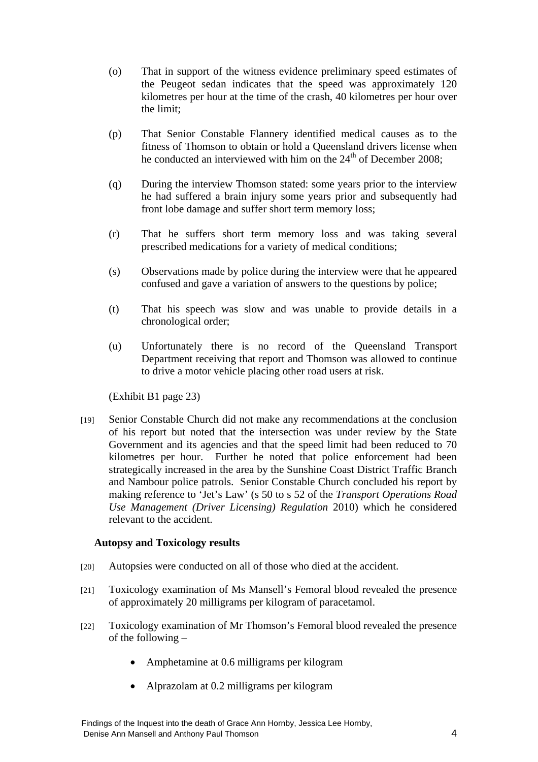(o) That in support of the witness evidence preliminary speed estimates of the Peugeot sedan indicates that the speed was approximately 120 kilometres per hour at the time of the crash, 40 kilometres per hour over the limit;

(p) That Senior Constable Flannery identified medical causes as to the fitness of Thomson to obtain or hold a Queensland drivers license when he conducted an interviewed with him on the 24th of December 2008;

(q) During the interview Thomson stated: some years prior to the interview he had suffered a brain injury some years prior and subsequently had front lobe damage and suffer short term memory loss;

(r) That he suffers short term memory loss and was taking several prescribed medications for a variety of medical conditions;

(s) Observations made by police during the interview were that he appeared confused and gave a variation of answers to the questions by police;

(t) That his speech was slow and was unable to provide details in a chronological order;

(u) Unfortunately there is no record of the Queensland Transport Department receiving that report and Thomson was allowed to continue to drive a motor vehicle placing other road users at risk.

(Exhibit B1 page 23)

[19] Senior Constable Church did not make any recommendations at the conclusion of his report but noted that the intersection was under review by the State Government and its agencies and that the speed limit had been reduced to 70 kilometres per hour. Further he noted that police enforcement had been strategically increased in the area by the Sunshine Coast District Traffic Branch and Nambour police patrols. Senior Constable Church concluded his report by making reference to 'Jet's Law' (s 50 to s 52 of the *Transport Operations Road Use Management (Driver Licensing) Regulation* 2010) which he considered relevant to the accident.

### Autopsy and Toxicology results

[20] Autopsies were conducted on all of those who died at the accident.

[21] Toxicology examination of Ms Mansell's Femoral blood revealed the presence of approximately 20 milligrams per kilogram of paracetamol.

[22] Toxicology examination of Mr Thomson's Femoral blood revealed the presence of the following –

- Amphetamine at 0.6 milligrams per kilogram
- Alprazolam at 0.2 milligrams per kilogram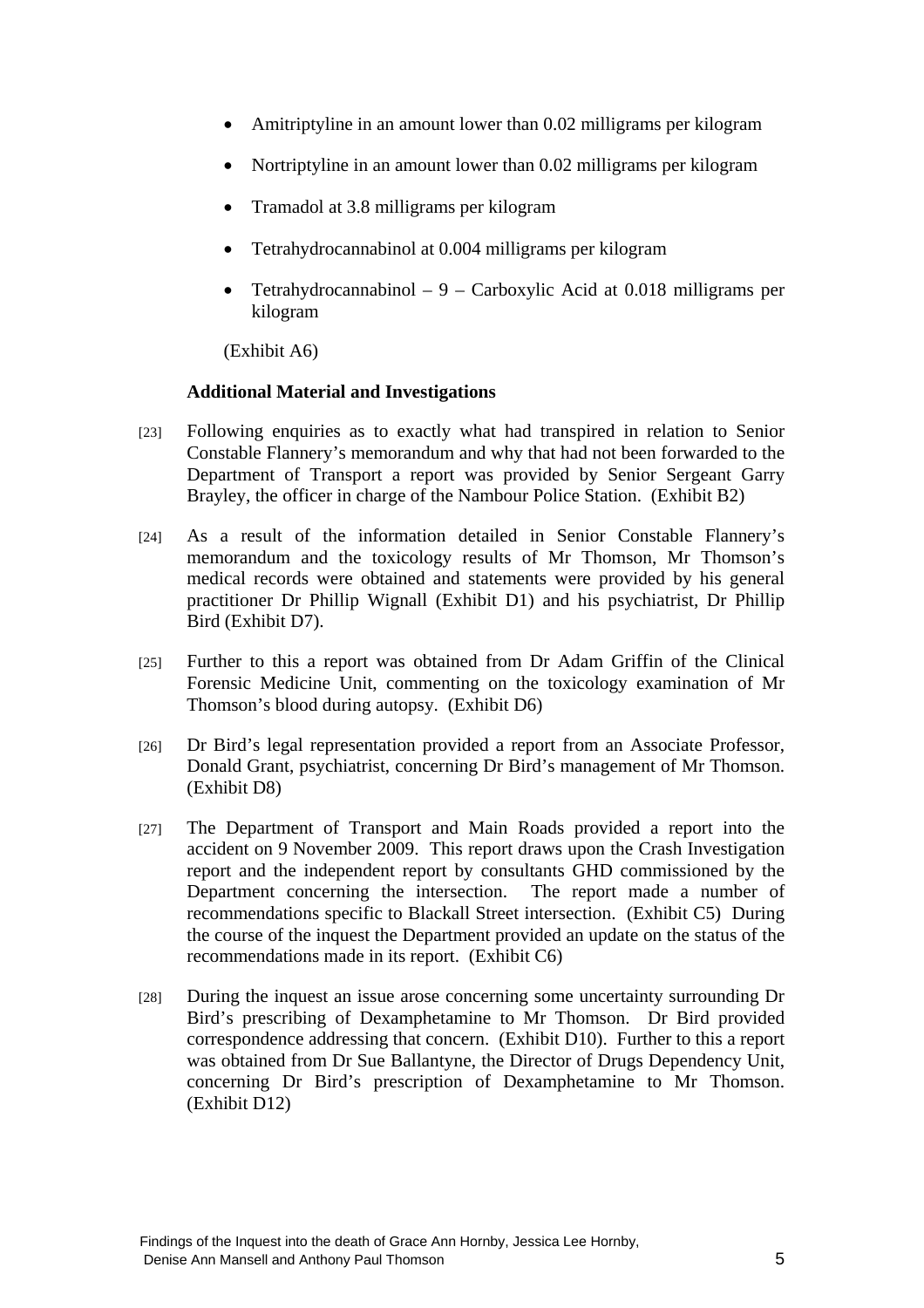- Amitriptyline in an amount lower than 0.02 milligrams per kilogram
- Nortriptyline in an amount lower than 0.02 milligrams per kilogram
- Tramadol at 3.8 milligrams per kilogram
- Tetrahydrocannabinol at 0.004 milligrams per kilogram
- Tetrahydrocannabinol – 9 – Carboxylic Acid at 0.018 milligrams per kilogram

(Exhibit A6)

**Additional Material and Investigations**

[23] Following enquiries as to exactly what had transpired in relation to Senior Constable Flannery's memorandum and why that had not been forwarded to the Department of Transport a report was provided by Senior Sergeant Garry Brayley, the officer in charge of the Nambour Police Station. (Exhibit B2)

[24] As a result of the information detailed in Senior Constable Flannery's memorandum and the toxicology results of Mr Thomson, Mr Thomson's medical records were obtained and statements were provided by his general practitioner Dr Phillip Wignall (Exhibit D1) and his psychiatrist, Dr Phillip Bird (Exhibit D7).

[25] Further to this a report was obtained from Dr Adam Griffin of the Clinical Forensic Medicine Unit, commenting on the toxicology examination of Mr Thomson's blood during autopsy. (Exhibit D6)

[26] Dr Bird's legal representation provided a report from an Associate Professor, Donald Grant, psychiatrist, concerning Dr Bird's management of Mr Thomson. (Exhibit D8)

[27] The Department of Transport and Main Roads provided a report into the accident on 9 November 2009. This report draws upon the Crash Investigation report and the independent report by consultants GHD commissioned by the Department concerning the intersection. The report made a number of recommendations specific to Blackall Street intersection. (Exhibit C5) During the course of the inquest the Department provided an update on the status of the recommendations made in its report. (Exhibit C6)

[28] During the inquest an issue arose concerning some uncertainty surrounding Dr Bird's prescribing of Dexamphetamine to Mr Thomson. Dr Bird provided correspondence addressing that concern. (Exhibit D10). Further to this a report was obtained from Dr Sue Ballantyne, the Director of Drugs Dependency Unit, concerning Dr Bird's prescription of Dexamphetamine to Mr Thomson. (Exhibit D12)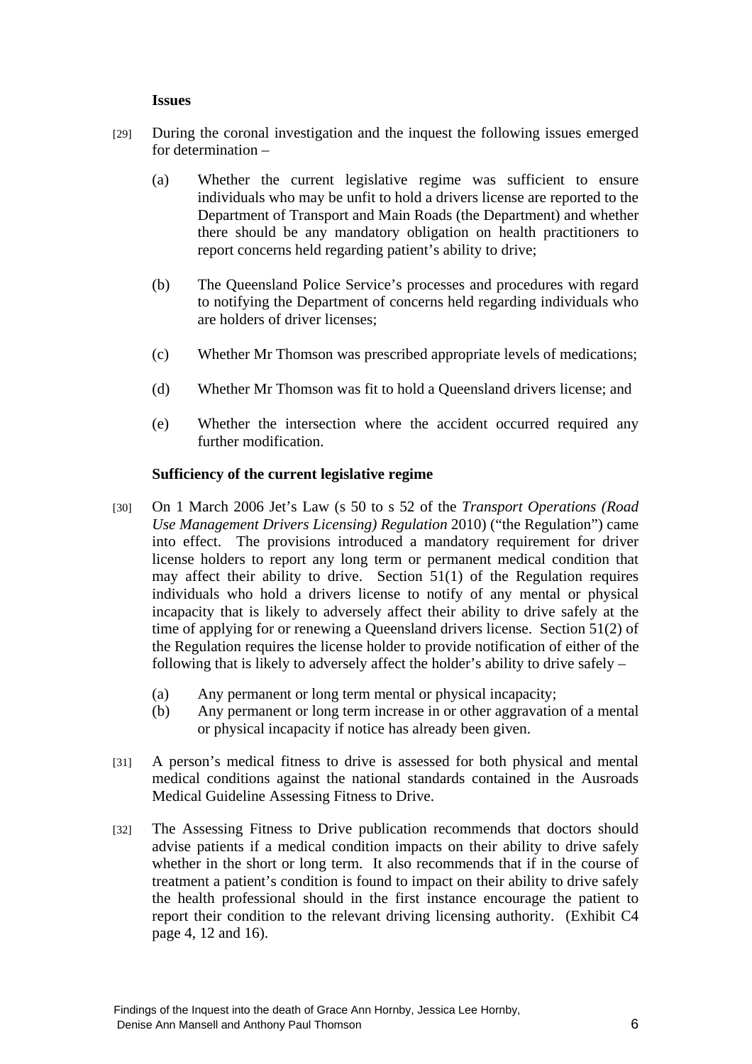**Issues**

[29] During the coronal investigation and the inquest the following issues emerged for determination –

(a) Whether the current legislative regime was sufficient to ensure individuals who may be unfit to hold a drivers license are reported to the Department of Transport and Main Roads (the Department) and whether there should be any mandatory obligation on health practitioners to report concerns held regarding patient's ability to drive;

(b) The Queensland Police Service's processes and procedures with regard to notifying the Department of concerns held regarding individuals who are holders of driver licenses;

(c) Whether Mr Thomson was prescribed appropriate levels of medications;

(d) Whether Mr Thomson was fit to hold a Queensland drivers license; and

(e) Whether the intersection where the accident occurred required any further modification.

**Sufficiency of the current legislative regime**

[30] On 1 March 2006 Jet's Law (s 50 to s 52 of the *Transport Operations (Road Use Management Drivers Licensing) Regulation* 2010) ("the Regulation") came into effect. The provisions introduced a mandatory requirement for driver license holders to report any long term or permanent medical condition that may affect their ability to drive. Section 51(1) of the Regulation requires individuals who hold a drivers license to notify of any mental or physical incapacity that is likely to adversely affect their ability to drive safely at the time of applying for or renewing a Queensland drivers license. Section 51(2) of the Regulation requires the license holder to provide notification of either of the following that is likely to adversely affect the holder's ability to drive safely –

(a) Any permanent or long term mental or physical incapacity;
(b) Any permanent or long term increase in or other aggravation of a mental or physical incapacity if notice has already been given.

[31] A person's medical fitness to drive is assessed for both physical and mental medical conditions against the national standards contained in the Ausroads Medical Guideline Assessing Fitness to Drive.

[32] The Assessing Fitness to Drive publication recommends that doctors should advise patients if a medical condition impacts on their ability to drive safely whether in the short or long term. It also recommends that if in the course of treatment a patient's condition is found to impact on their ability to drive safely the health professional should in the first instance encourage the patient to report their condition to the relevant driving licensing authority. (Exhibit C4 page 4, 12 and 16).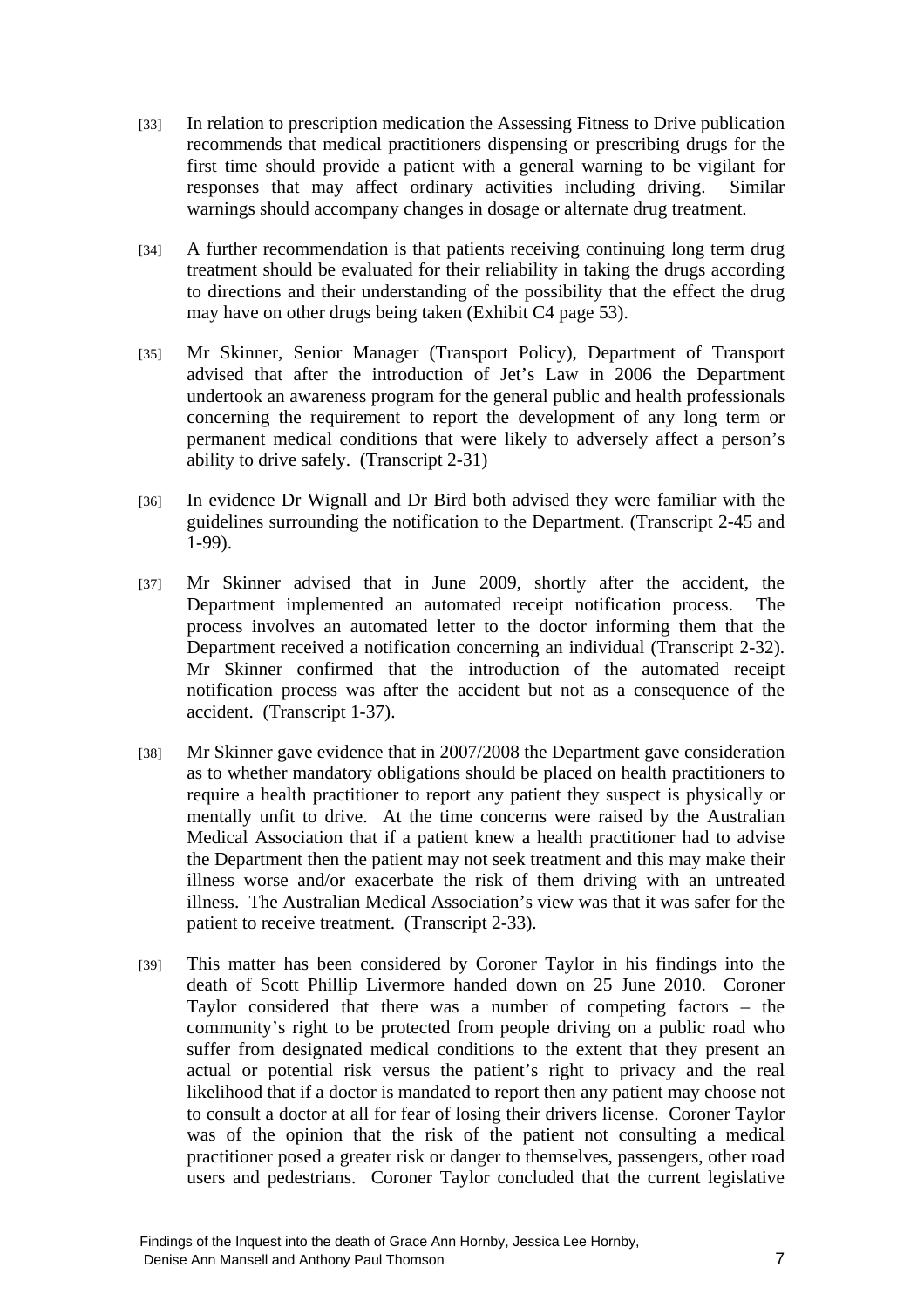[33] In relation to prescription medication the Assessing Fitness to Drive publication recommends that medical practitioners dispensing or prescribing drugs for the first time should provide a patient with a general warning to be vigilant for responses that may affect ordinary activities including driving. Similar warnings should accompany changes in dosage or alternate drug treatment.

[34] A further recommendation is that patients receiving continuing long term drug treatment should be evaluated for their reliability in taking the drugs according to directions and their understanding of the possibility that the effect the drug may have on other drugs being taken (Exhibit C4 page 53).

[35] Mr Skinner, Senior Manager (Transport Policy), Department of Transport advised that after the introduction of Jet's Law in 2006 the Department undertook an awareness program for the general public and health professionals concerning the requirement to report the development of any long term or permanent medical conditions that were likely to adversely affect a person's ability to drive safely. (Transcript 2-31)

[36] In evidence Dr Wignall and Dr Bird both advised they were familiar with the guidelines surrounding the notification to the Department. (Transcript 2-45 and 1-99).

[37] Mr Skinner advised that in June 2009, shortly after the accident, the Department implemented an automated receipt notification process. The process involves an automated letter to the doctor informing them that the Department received a notification concerning an individual (Transcript 2-32). Mr Skinner confirmed that the introduction of the automated receipt notification process was after the accident but not as a consequence of the accident. (Transcript 1-37).

[38] Mr Skinner gave evidence that in 2007/2008 the Department gave consideration as to whether mandatory obligations should be placed on health practitioners to require a health practitioner to report any patient they suspect is physically or mentally unfit to drive. At the time concerns were raised by the Australian Medical Association that if a patient knew a health practitioner had to advise the Department then the patient may not seek treatment and this may make their illness worse and/or exacerbate the risk of them driving with an untreated illness. The Australian Medical Association's view was that it was safer for the patient to receive treatment. (Transcript 2-33).

[39] This matter has been considered by Coroner Taylor in his findings into the death of Scott Phillip Livermore handed down on 25 June 2010. Coroner Taylor considered that there was a number of competing factors – the community's right to be protected from people driving on a public road who suffer from designated medical conditions to the extent that they present an actual or potential risk versus the patient's right to privacy and the real likelihood that if a doctor is mandated to report then any patient may choose not to consult a doctor at all for fear of losing their drivers license. Coroner Taylor was of the opinion that the risk of the patient not consulting a medical practitioner posed a greater risk or danger to themselves, passengers, other road users and pedestrians. Coroner Taylor concluded that the current legislative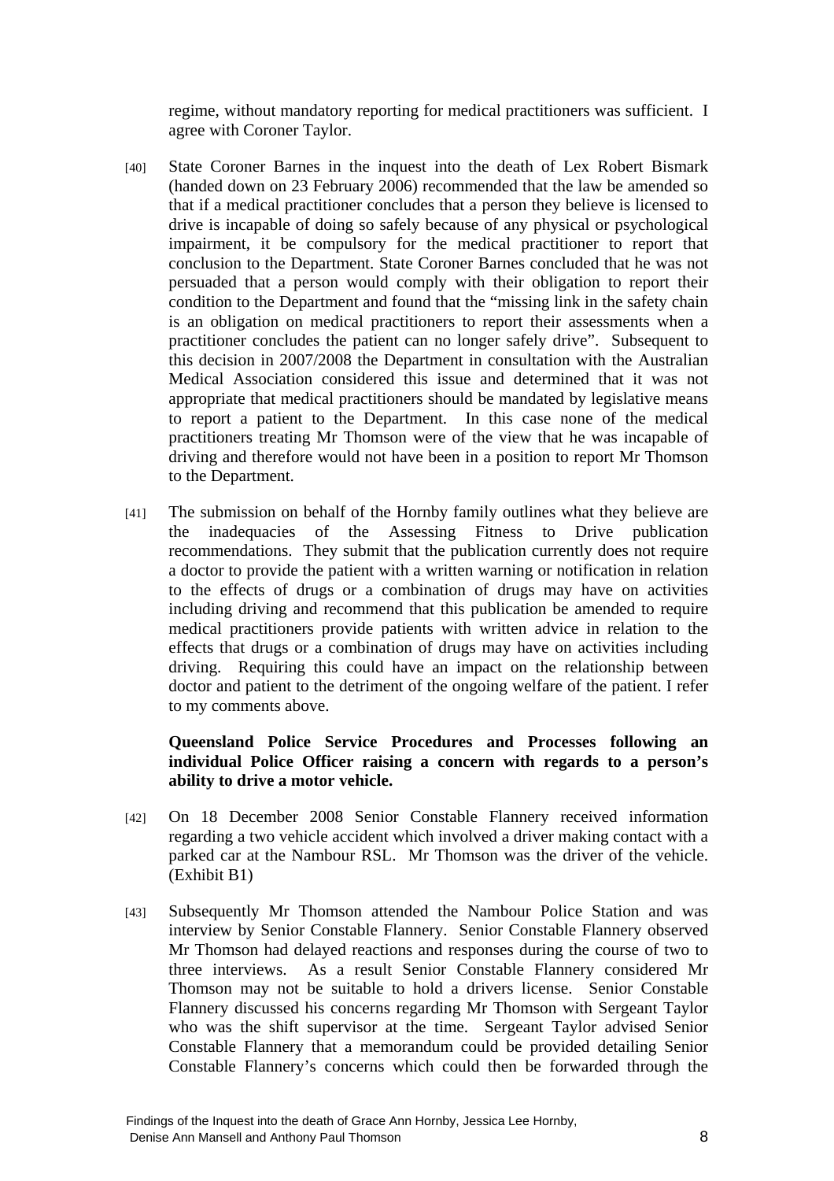regime, without mandatory reporting for medical practitioners was sufficient. I agree with Coroner Taylor.

[40] State Coroner Barnes in the inquest into the death of Lex Robert Bismark (handed down on 23 February 2006) recommended that the law be amended so that if a medical practitioner concludes that a person they believe is licensed to drive is incapable of doing so safely because of any physical or psychological impairment, it be compulsory for the medical practitioner to report that conclusion to the Department. State Coroner Barnes concluded that he was not persuaded that a person would comply with their obligation to report their condition to the Department and found that the "missing link in the safety chain is an obligation on medical practitioners to report their assessments when a practitioner concludes the patient can no longer safely drive". Subsequent to this decision in 2007/2008 the Department in consultation with the Australian Medical Association considered this issue and determined that it was not appropriate that medical practitioners should be mandated by legislative means to report a patient to the Department. In this case none of the medical practitioners treating Mr Thomson were of the view that he was incapable of driving and therefore would not have been in a position to report Mr Thomson to the Department.

[41] The submission on behalf of the Hornby family outlines what they believe are the inadequacies of the Assessing Fitness to Drive publication recommendations. They submit that the publication currently does not require a doctor to provide the patient with a written warning or notification in relation to the effects of drugs or a combination of drugs may have on activities including driving and recommend that this publication be amended to require medical practitioners provide patients with written advice in relation to the effects that drugs or a combination of drugs may have on activities including driving. Requiring this could have an impact on the relationship between doctor and patient to the detriment of the ongoing welfare of the patient. I refer to my comments above.

**Queensland Police Service Procedures and Processes following an individual Police Officer raising a concern with regards to a person's ability to drive a motor vehicle.**

[42] On 18 December 2008 Senior Constable Flannery received information regarding a two vehicle accident which involved a driver making contact with a parked car at the Nambour RSL. Mr Thomson was the driver of the vehicle. (Exhibit B1)

[43] Subsequently Mr Thomson attended the Nambour Police Station and was interview by Senior Constable Flannery. Senior Constable Flannery observed Mr Thomson had delayed reactions and responses during the course of two to three interviews. As a result Senior Constable Flannery considered Mr Thomson may not be suitable to hold a drivers license. Senior Constable Flannery discussed his concerns regarding Mr Thomson with Sergeant Taylor who was the shift supervisor at the time. Sergeant Taylor advised Senior Constable Flannery that a memorandum could be provided detailing Senior Constable Flannery's concerns which could then be forwarded through the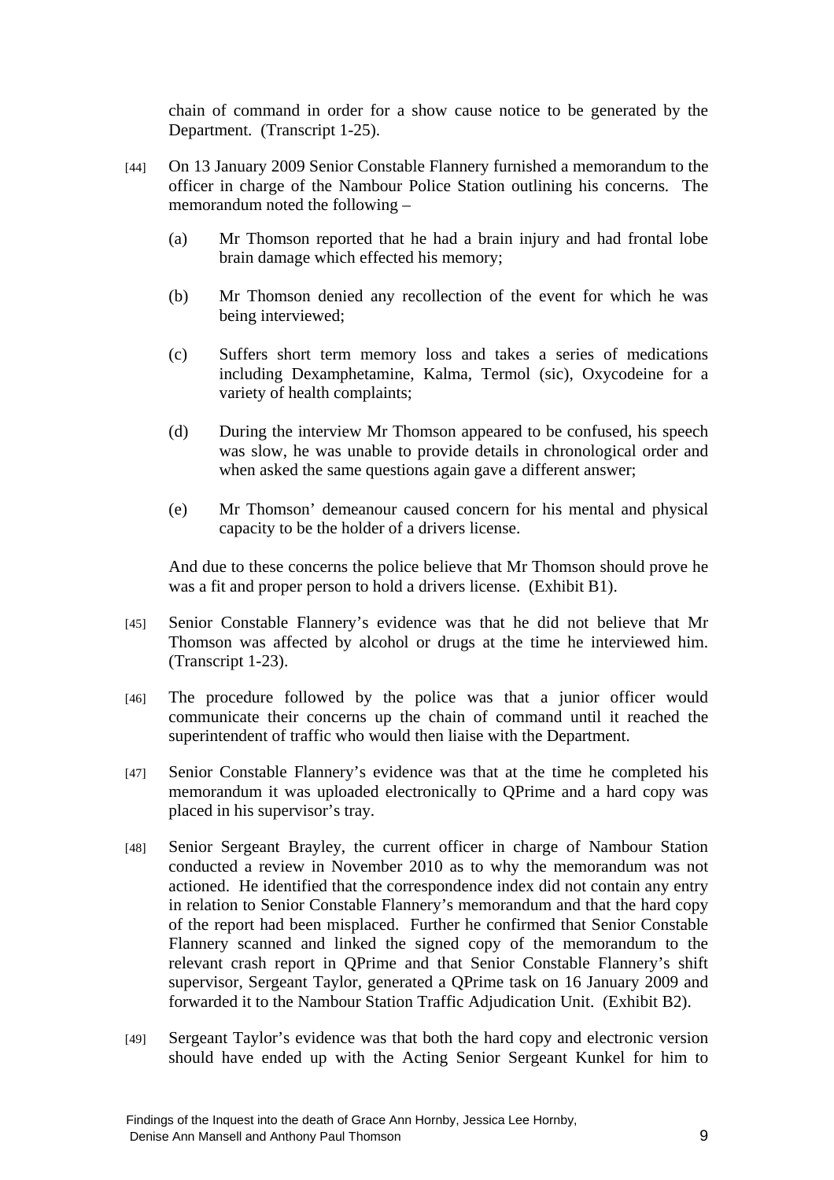chain of command in order for a show cause notice to be generated by the Department. (Transcript 1-25).

[44] On 13 January 2009 Senior Constable Flannery furnished a memorandum to the officer in charge of the Nambour Police Station outlining his concerns. The memorandum noted the following –

(a) Mr Thomson reported that he had a brain injury and had frontal lobe brain damage which effected his memory;

(b) Mr Thomson denied any recollection of the event for which he was being interviewed;

(c) Suffers short term memory loss and takes a series of medications including Dexamphetamine, Kalma, Termol (sic), Oxycodeine for a variety of health complaints;

(d) During the interview Mr Thomson appeared to be confused, his speech was slow, he was unable to provide details in chronological order and when asked the same questions again gave a different answer;

(e) Mr Thomson' demeanour caused concern for his mental and physical capacity to be the holder of a drivers license.

And due to these concerns the police believe that Mr Thomson should prove he was a fit and proper person to hold a drivers license. (Exhibit B1).

[45] Senior Constable Flannery's evidence was that he did not believe that Mr Thomson was affected by alcohol or drugs at the time he interviewed him. (Transcript 1-23).

[46] The procedure followed by the police was that a junior officer would communicate their concerns up the chain of command until it reached the superintendent of traffic who would then liaise with the Department.

[47] Senior Constable Flannery's evidence was that at the time he completed his memorandum it was uploaded electronically to QPrime and a hard copy was placed in his supervisor's tray.

[48] Senior Sergeant Brayley, the current officer in charge of Nambour Station conducted a review in November 2010 as to why the memorandum was not actioned. He identified that the correspondence index did not contain any entry in relation to Senior Constable Flannery's memorandum and that the hard copy of the report had been misplaced. Further he confirmed that Senior Constable Flannery scanned and linked the signed copy of the memorandum to the relevant crash report in QPrime and that Senior Constable Flannery's shift supervisor, Sergeant Taylor, generated a QPrime task on 16 January 2009 and forwarded it to the Nambour Station Traffic Adjudication Unit. (Exhibit B2).

[49] Sergeant Taylor's evidence was that both the hard copy and electronic version should have ended up with the Acting Senior Sergeant Kunkel for him to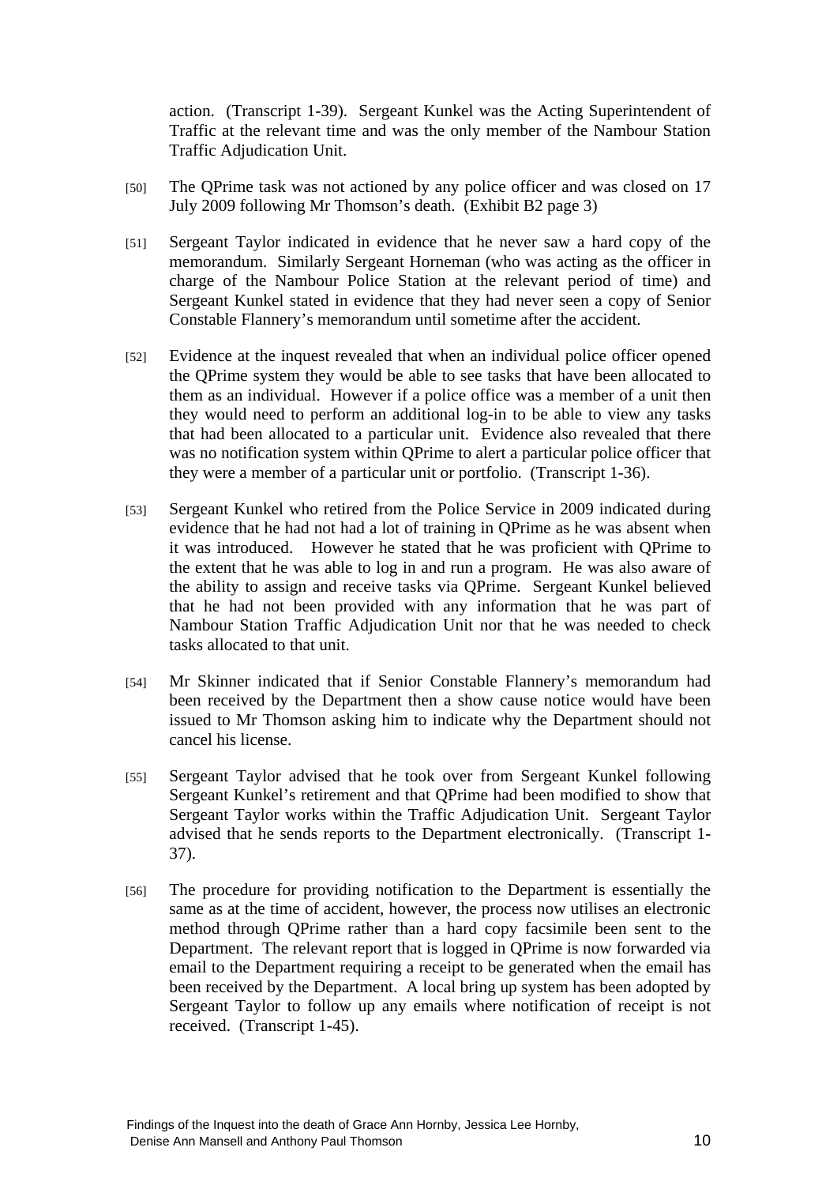action. (Transcript 1-39). Sergeant Kunkel was the Acting Superintendent of Traffic at the relevant time and was the only member of the Nambour Station Traffic Adjudication Unit.

[50] The QPrime task was not actioned by any police officer and was closed on 17 July 2009 following Mr Thomson's death. (Exhibit B2 page 3)

[51] Sergeant Taylor indicated in evidence that he never saw a hard copy of the memorandum. Similarly Sergeant Horneman (who was acting as the officer in charge of the Nambour Police Station at the relevant period of time) and Sergeant Kunkel stated in evidence that they had never seen a copy of Senior Constable Flannery's memorandum until sometime after the accident.

[52] Evidence at the inquest revealed that when an individual police officer opened the QPrime system they would be able to see tasks that have been allocated to them as an individual. However if a police office was a member of a unit then they would need to perform an additional log-in to be able to view any tasks that had been allocated to a particular unit. Evidence also revealed that there was no notification system within QPrime to alert a particular police officer that they were a member of a particular unit or portfolio. (Transcript 1-36).

[53] Sergeant Kunkel who retired from the Police Service in 2009 indicated during evidence that he had not had a lot of training in QPrime as he was absent when it was introduced. However he stated that he was proficient with QPrime to the extent that he was able to log in and run a program. He was also aware of the ability to assign and receive tasks via QPrime. Sergeant Kunkel believed that he had not been provided with any information that he was part of Nambour Station Traffic Adjudication Unit nor that he was needed to check tasks allocated to that unit.

[54] Mr Skinner indicated that if Senior Constable Flannery's memorandum had been received by the Department then a show cause notice would have been issued to Mr Thomson asking him to indicate why the Department should not cancel his license.

[55] Sergeant Taylor advised that he took over from Sergeant Kunkel following Sergeant Kunkel's retirement and that QPrime had been modified to show that Sergeant Taylor works within the Traffic Adjudication Unit. Sergeant Taylor advised that he sends reports to the Department electronically. (Transcript 1-37).

[56] The procedure for providing notification to the Department is essentially the same as at the time of accident, however, the process now utilises an electronic method through QPrime rather than a hard copy facsimile been sent to the Department. The relevant report that is logged in QPrime is now forwarded via email to the Department requiring a receipt to be generated when the email has been received by the Department. A local bring up system has been adopted by Sergeant Taylor to follow up any emails where notification of receipt is not received. (Transcript 1-45).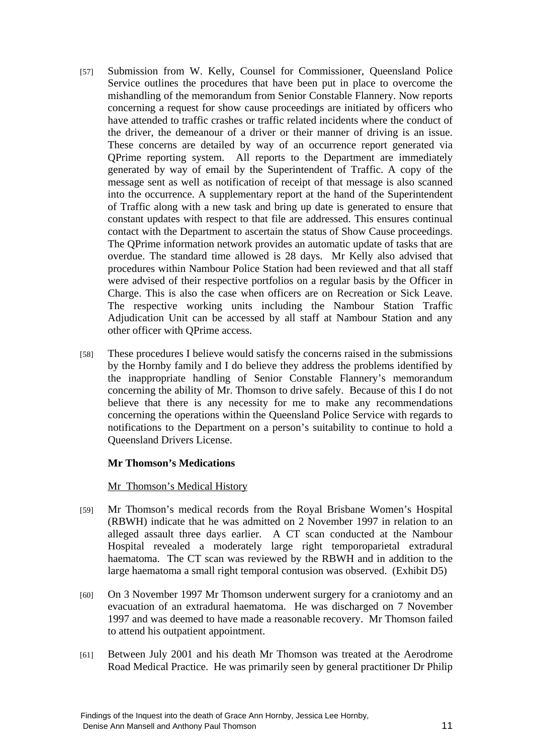[57] Submission from W. Kelly, Counsel for Commissioner, Queensland Police Service outlines the procedures that have been put in place to overcome the mishandling of the memorandum from Senior Constable Flannery. Now reports concerning a request for show cause proceedings are initiated by officers who have attended to traffic crashes or traffic related incidents where the conduct of the driver, the demeanour of a driver or their manner of driving is an issue. These concerns are detailed by way of an occurrence report generated via QPrime reporting system. All reports to the Department are immediately generated by way of email by the Superintendent of Traffic. A copy of the message sent as well as notification of receipt of that message is also scanned into the occurrence. A supplementary report at the hand of the Superintendent of Traffic along with a new task and bring up date is generated to ensure that constant updates with respect to that file are addressed. This ensures continual contact with the Department to ascertain the status of Show Cause proceedings. The QPrime information network provides an automatic update of tasks that are overdue. The standard time allowed is 28 days. Mr Kelly also advised that procedures within Nambour Police Station had been reviewed and that all staff were advised of their respective portfolios on a regular basis by the Officer in Charge. This is also the case when officers are on Recreation or Sick Leave. The respective working units including the Nambour Station Traffic Adjudication Unit can be accessed by all staff at Nambour Station and any other officer with QPrime access.

[58] These procedures I believe would satisfy the concerns raised in the submissions by the Hornby family and I do believe they address the problems identified by the inappropriate handling of Senior Constable Flannery's memorandum concerning the ability of Mr. Thomson to drive safely. Because of this I do not believe that there is any necessity for me to make any recommendations concerning the operations within the Queensland Police Service with regards to notifications to the Department on a person's suitability to continue to hold a Queensland Drivers License.

**Mr Thomson's Medications**

Mr Thomson's Medical History

[59] Mr Thomson's medical records from the Royal Brisbane Women's Hospital (RBWH) indicate that he was admitted on 2 November 1997 in relation to an alleged assault three days earlier. A CT scan conducted at the Nambour Hospital revealed a moderately large right temporoparietal extradural haematoma. The CT scan was reviewed by the RBWH and in addition to the large haematoma a small right temporal contusion was observed. (Exhibit D5)

[60] On 3 November 1997 Mr Thomson underwent surgery for a craniotomy and an evacuation of an extradural haematoma. He was discharged on 7 November 1997 and was deemed to have made a reasonable recovery. Mr Thomson failed to attend his outpatient appointment.

[61] Between July 2001 and his death Mr Thomson was treated at the Aerodrome Road Medical Practice. He was primarily seen by general practitioner Dr Philip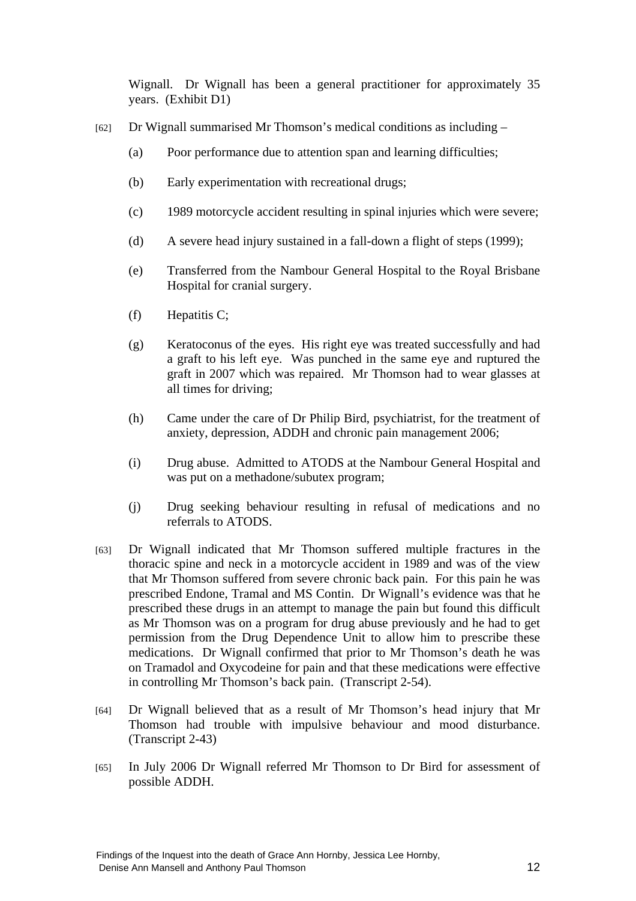Wignall. Dr Wignall has been a general practitioner for approximately 35 years. (Exhibit D1)

[62] Dr Wignall summarised Mr Thomson's medical conditions as including –

(a) Poor performance due to attention span and learning difficulties;

(b) Early experimentation with recreational drugs;

(c) 1989 motorcycle accident resulting in spinal injuries which were severe;

(d) A severe head injury sustained in a fall-down a flight of steps (1999);

(e) Transferred from the Nambour General Hospital to the Royal Brisbane Hospital for cranial surgery.

(f) Hepatitis C;

(g) Keratoconus of the eyes. His right eye was treated successfully and had a graft to his left eye. Was punched in the same eye and ruptured the graft in 2007 which was repaired. Mr Thomson had to wear glasses at all times for driving;

(h) Came under the care of Dr Philip Bird, psychiatrist, for the treatment of anxiety, depression, ADDH and chronic pain management 2006;

(i) Drug abuse. Admitted to ATODS at the Nambour General Hospital and was put on a methadone/subutex program;

(j) Drug seeking behaviour resulting in refusal of medications and no referrals to ATODS.

[63] Dr Wignall indicated that Mr Thomson suffered multiple fractures in the thoracic spine and neck in a motorcycle accident in 1989 and was of the view that Mr Thomson suffered from severe chronic back pain. For this pain he was prescribed Endone, Tramal and MS Contin. Dr Wignall's evidence was that he prescribed these drugs in an attempt to manage the pain but found this difficult as Mr Thomson was on a program for drug abuse previously and he had to get permission from the Drug Dependence Unit to allow him to prescribe these medications. Dr Wignall confirmed that prior to Mr Thomson's death he was on Tramadol and Oxycodeine for pain and that these medications were effective in controlling Mr Thomson's back pain. (Transcript 2-54).

[64] Dr Wignall believed that as a result of Mr Thomson's head injury that Mr Thomson had trouble with impulsive behaviour and mood disturbance. (Transcript 2-43)

[65] In July 2006 Dr Wignall referred Mr Thomson to Dr Bird for assessment of possible ADDH.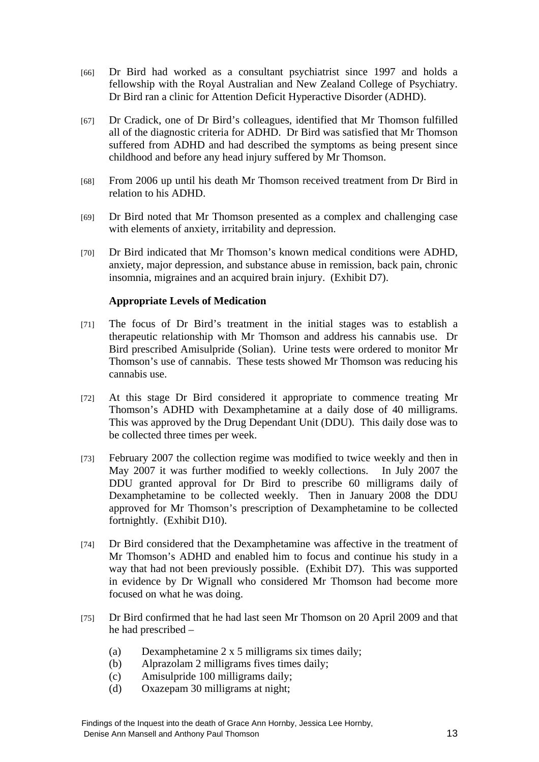[66] Dr Bird had worked as a consultant psychiatrist since 1997 and holds a fellowship with the Royal Australian and New Zealand College of Psychiatry. Dr Bird ran a clinic for Attention Deficit Hyperactive Disorder (ADHD).

[67] Dr Cradick, one of Dr Bird's colleagues, identified that Mr Thomson fulfilled all of the diagnostic criteria for ADHD. Dr Bird was satisfied that Mr Thomson suffered from ADHD and had described the symptoms as being present since childhood and before any head injury suffered by Mr Thomson.

[68] From 2006 up until his death Mr Thomson received treatment from Dr Bird in relation to his ADHD.

[69] Dr Bird noted that Mr Thomson presented as a complex and challenging case with elements of anxiety, irritability and depression.

[70] Dr Bird indicated that Mr Thomson's known medical conditions were ADHD, anxiety, major depression, and substance abuse in remission, back pain, chronic insomnia, migraines and an acquired brain injury. (Exhibit D7).

**Appropriate Levels of Medication**

[71] The focus of Dr Bird's treatment in the initial stages was to establish a therapeutic relationship with Mr Thomson and address his cannabis use. Dr Bird prescribed Amisulpride (Solian). Urine tests were ordered to monitor Mr Thomson's use of cannabis. These tests showed Mr Thomson was reducing his cannabis use.

[72] At this stage Dr Bird considered it appropriate to commence treating Mr Thomson's ADHD with Dexamphetamine at a daily dose of 40 milligrams. This was approved by the Drug Dependant Unit (DDU). This daily dose was to be collected three times per week.

[73] February 2007 the collection regime was modified to twice weekly and then in May 2007 it was further modified to weekly collections. In July 2007 the DDU granted approval for Dr Bird to prescribe 60 milligrams daily of Dexamphetamine to be collected weekly. Then in January 2008 the DDU approved for Mr Thomson's prescription of Dexamphetamine to be collected fortnightly. (Exhibit D10).

[74] Dr Bird considered that the Dexamphetamine was affective in the treatment of Mr Thomson's ADHD and enabled him to focus and continue his study in a way that had not been previously possible. (Exhibit D7). This was supported in evidence by Dr Wignall who considered Mr Thomson had become more focused on what he was doing.

[75] Dr Bird confirmed that he had last seen Mr Thomson on 20 April 2009 and that he had prescribed –

(a) Dexamphetamine 2 x 5 milligrams six times daily;
(b) Alprazolam 2 milligrams fives times daily;
(c) Amisulpride 100 milligrams daily;
(d) Oxazepam 30 milligrams at night;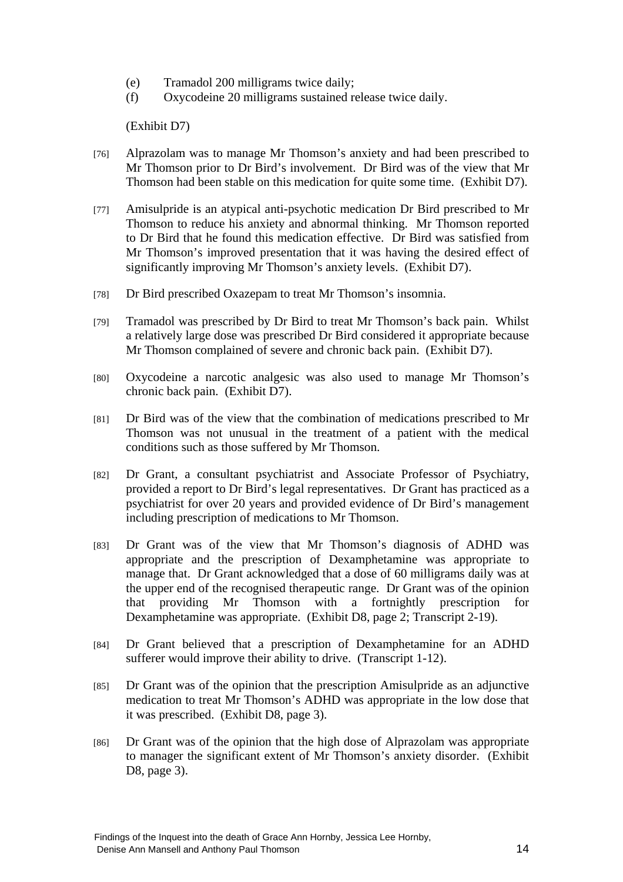(e) Tramadol 200 milligrams twice daily;
(f) Oxycodeine 20 milligrams sustained release twice daily.

(Exhibit D7)

[76] Alprazolam was to manage Mr Thomson's anxiety and had been prescribed to Mr Thomson prior to Dr Bird's involvement. Dr Bird was of the view that Mr Thomson had been stable on this medication for quite some time. (Exhibit D7).

[77] Amisulpride is an atypical anti-psychotic medication Dr Bird prescribed to Mr Thomson to reduce his anxiety and abnormal thinking. Mr Thomson reported to Dr Bird that he found this medication effective. Dr Bird was satisfied from Mr Thomson's improved presentation that it was having the desired effect of significantly improving Mr Thomson's anxiety levels. (Exhibit D7).

[78] Dr Bird prescribed Oxazepam to treat Mr Thomson's insomnia.

[79] Tramadol was prescribed by Dr Bird to treat Mr Thomson's back pain. Whilst a relatively large dose was prescribed Dr Bird considered it appropriate because Mr Thomson complained of severe and chronic back pain. (Exhibit D7).

[80] Oxycodeine a narcotic analgesic was also used to manage Mr Thomson's chronic back pain. (Exhibit D7).

[81] Dr Bird was of the view that the combination of medications prescribed to Mr Thomson was not unusual in the treatment of a patient with the medical conditions such as those suffered by Mr Thomson.

[82] Dr Grant, a consultant psychiatrist and Associate Professor of Psychiatry, provided a report to Dr Bird's legal representatives. Dr Grant has practiced as a psychiatrist for over 20 years and provided evidence of Dr Bird's management including prescription of medications to Mr Thomson.

[83] Dr Grant was of the view that Mr Thomson's diagnosis of ADHD was appropriate and the prescription of Dexamphetamine was appropriate to manage that. Dr Grant acknowledged that a dose of 60 milligrams daily was at the upper end of the recognised therapeutic range. Dr Grant was of the opinion that providing Mr Thomson with a fortnightly prescription for Dexamphetamine was appropriate. (Exhibit D8, page 2; Transcript 2-19).

[84] Dr Grant believed that a prescription of Dexamphetamine for an ADHD sufferer would improve their ability to drive. (Transcript 1-12).

[85] Dr Grant was of the opinion that the prescription Amisulpride as an adjunctive medication to treat Mr Thomson's ADHD was appropriate in the low dose that it was prescribed. (Exhibit D8, page 3).

[86] Dr Grant was of the opinion that the high dose of Alprazolam was appropriate to manager the significant extent of Mr Thomson's anxiety disorder. (Exhibit D8, page 3).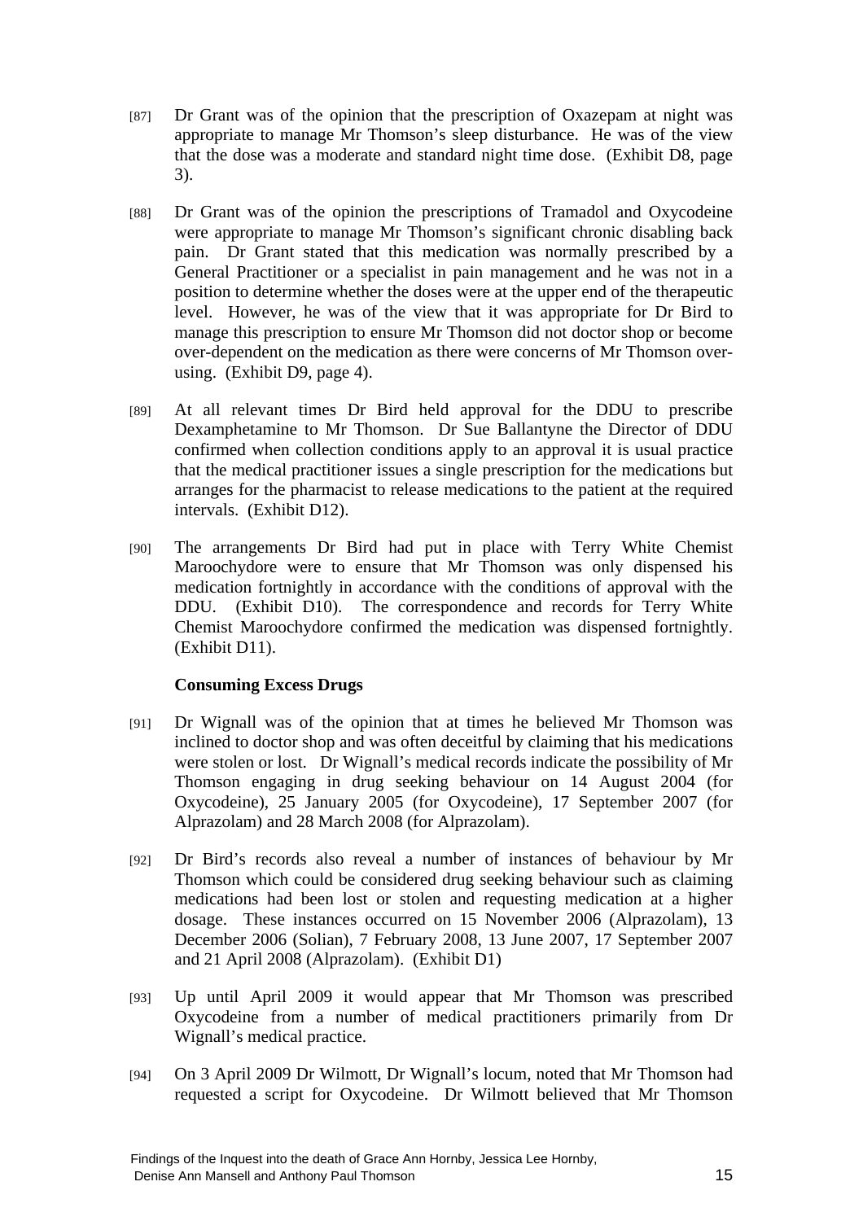[87] Dr Grant was of the opinion that the prescription of Oxazepam at night was appropriate to manage Mr Thomson's sleep disturbance. He was of the view that the dose was a moderate and standard night time dose. (Exhibit D8, page 3).

[88] Dr Grant was of the opinion the prescriptions of Tramadol and Oxycodeine were appropriate to manage Mr Thomson's significant chronic disabling back pain. Dr Grant stated that this medication was normally prescribed by a General Practitioner or a specialist in pain management and he was not in a position to determine whether the doses were at the upper end of the therapeutic level. However, he was of the view that it was appropriate for Dr Bird to manage this prescription to ensure Mr Thomson did not doctor shop or become over-dependent on the medication as there were concerns of Mr Thomson over-using. (Exhibit D9, page 4).

[89] At all relevant times Dr Bird held approval for the DDU to prescribe Dexamphetamine to Mr Thomson. Dr Sue Ballantyne the Director of DDU confirmed when collection conditions apply to an approval it is usual practice that the medical practitioner issues a single prescription for the medications but arranges for the pharmacist to release medications to the patient at the required intervals. (Exhibit D12).

[90] The arrangements Dr Bird had put in place with Terry White Chemist Maroochydore were to ensure that Mr Thomson was only dispensed his medication fortnightly in accordance with the conditions of approval with the DDU. (Exhibit D10). The correspondence and records for Terry White Chemist Maroochydore confirmed the medication was dispensed fortnightly. (Exhibit D11).

**Consuming Excess Drugs**

[91] Dr Wignall was of the opinion that at times he believed Mr Thomson was inclined to doctor shop and was often deceitful by claiming that his medications were stolen or lost. Dr Wignall's medical records indicate the possibility of Mr Thomson engaging in drug seeking behaviour on 14 August 2004 (for Oxycodeine), 25 January 2005 (for Oxycodeine), 17 September 2007 (for Alprazolam) and 28 March 2008 (for Alprazolam).

[92] Dr Bird's records also reveal a number of instances of behaviour by Mr Thomson which could be considered drug seeking behaviour such as claiming medications had been lost or stolen and requesting medication at a higher dosage. These instances occurred on 15 November 2006 (Alprazolam), 13 December 2006 (Solian), 7 February 2008, 13 June 2007, 17 September 2007 and 21 April 2008 (Alprazolam). (Exhibit D1)

[93] Up until April 2009 it would appear that Mr Thomson was prescribed Oxycodeine from a number of medical practitioners primarily from Dr Wignall's medical practice.

[94] On 3 April 2009 Dr Wilmott, Dr Wignall's locum, noted that Mr Thomson had requested a script for Oxycodeine. Dr Wilmott believed that Mr Thomson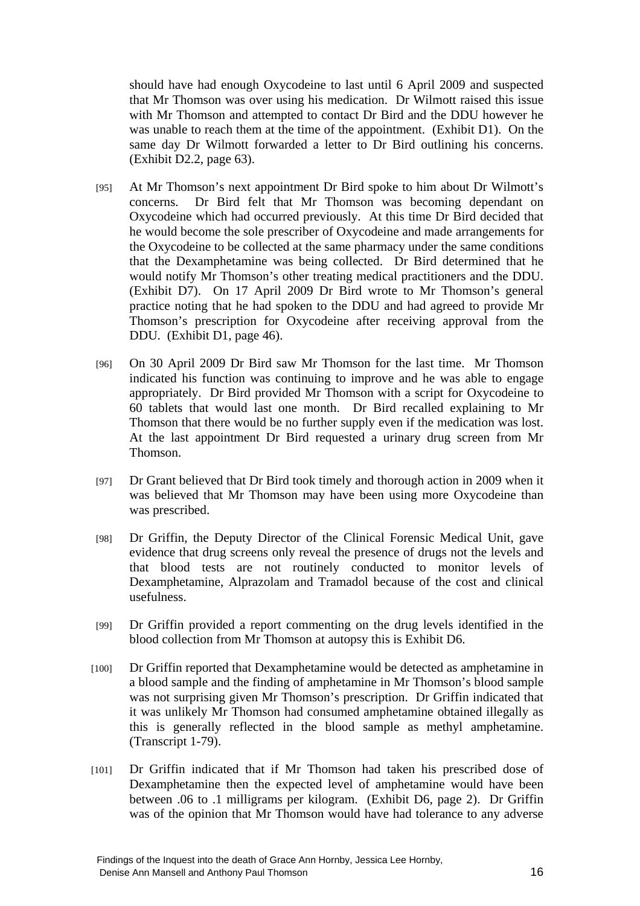should have had enough Oxycodeine to last until 6 April 2009 and suspected that Mr Thomson was over using his medication. Dr Wilmott raised this issue with Mr Thomson and attempted to contact Dr Bird and the DDU however he was unable to reach them at the time of the appointment. (Exhibit D1). On the same day Dr Wilmott forwarded a letter to Dr Bird outlining his concerns. (Exhibit D2.2, page 63).

[95] At Mr Thomson's next appointment Dr Bird spoke to him about Dr Wilmott's concerns. Dr Bird felt that Mr Thomson was becoming dependant on Oxycodeine which had occurred previously. At this time Dr Bird decided that he would become the sole prescriber of Oxycodeine and made arrangements for the Oxycodeine to be collected at the same pharmacy under the same conditions that the Dexamphetamine was being collected. Dr Bird determined that he would notify Mr Thomson's other treating medical practitioners and the DDU. (Exhibit D7). On 17 April 2009 Dr Bird wrote to Mr Thomson's general practice noting that he had spoken to the DDU and had agreed to provide Mr Thomson's prescription for Oxycodeine after receiving approval from the DDU. (Exhibit D1, page 46).

[96] On 30 April 2009 Dr Bird saw Mr Thomson for the last time. Mr Thomson indicated his function was continuing to improve and he was able to engage appropriately. Dr Bird provided Mr Thomson with a script for Oxycodeine to 60 tablets that would last one month. Dr Bird recalled explaining to Mr Thomson that there would be no further supply even if the medication was lost. At the last appointment Dr Bird requested a urinary drug screen from Mr Thomson.

[97] Dr Grant believed that Dr Bird took timely and thorough action in 2009 when it was believed that Mr Thomson may have been using more Oxycodeine than was prescribed.

[98] Dr Griffin, the Deputy Director of the Clinical Forensic Medical Unit, gave evidence that drug screens only reveal the presence of drugs not the levels and that blood tests are not routinely conducted to monitor levels of Dexamphetamine, Alprazolam and Tramadol because of the cost and clinical usefulness.

[99] Dr Griffin provided a report commenting on the drug levels identified in the blood collection from Mr Thomson at autopsy this is Exhibit D6.

[100] Dr Griffin reported that Dexamphetamine would be detected as amphetamine in a blood sample and the finding of amphetamine in Mr Thomson's blood sample was not surprising given Mr Thomson's prescription. Dr Griffin indicated that it was unlikely Mr Thomson had consumed amphetamine obtained illegally as this is generally reflected in the blood sample as methyl amphetamine. (Transcript 1-79).

[101] Dr Griffin indicated that if Mr Thomson had taken his prescribed dose of Dexamphetamine then the expected level of amphetamine would have been between .06 to .1 milligrams per kilogram. (Exhibit D6, page 2). Dr Griffin was of the opinion that Mr Thomson would have had tolerance to any adverse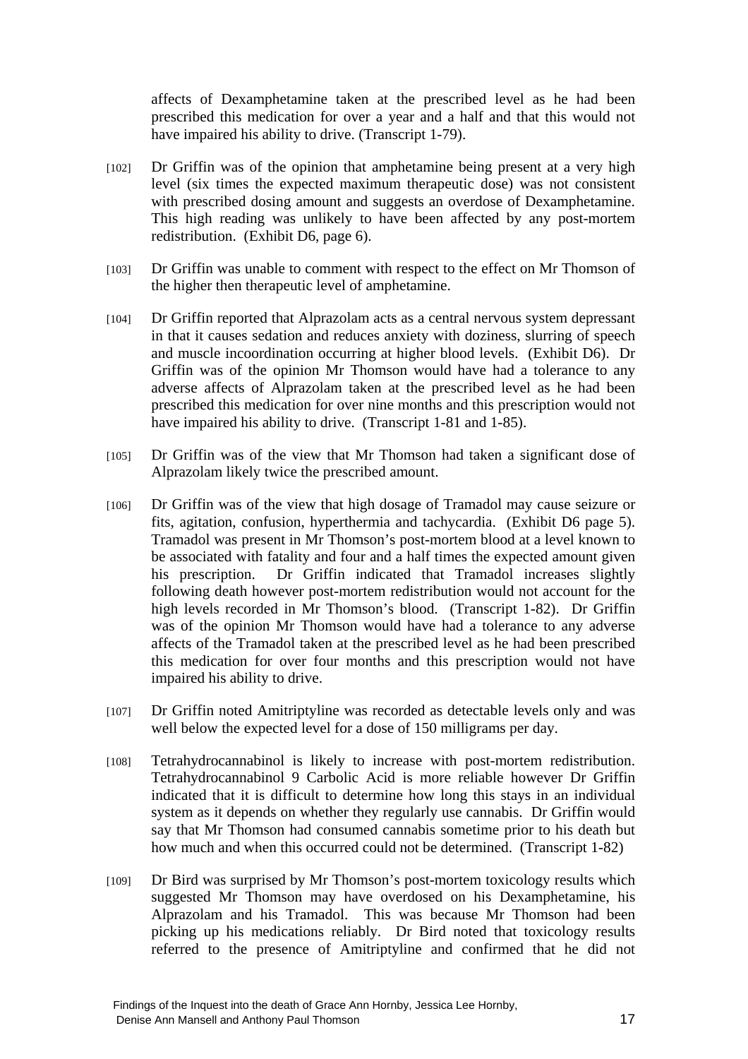affects of Dexamphetamine taken at the prescribed level as he had been prescribed this medication for over a year and a half and that this would not have impaired his ability to drive. (Transcript 1-79).

[102] Dr Griffin was of the opinion that amphetamine being present at a very high level (six times the expected maximum therapeutic dose) was not consistent with prescribed dosing amount and suggests an overdose of Dexamphetamine. This high reading was unlikely to have been affected by any post-mortem redistribution. (Exhibit D6, page 6).

[103] Dr Griffin was unable to comment with respect to the effect on Mr Thomson of the higher then therapeutic level of amphetamine.

[104] Dr Griffin reported that Alprazolam acts as a central nervous system depressant in that it causes sedation and reduces anxiety with doziness, slurring of speech and muscle incoordination occurring at higher blood levels. (Exhibit D6). Dr Griffin was of the opinion Mr Thomson would have had a tolerance to any adverse affects of Alprazolam taken at the prescribed level as he had been prescribed this medication for over nine months and this prescription would not have impaired his ability to drive. (Transcript 1-81 and 1-85).

[105] Dr Griffin was of the view that Mr Thomson had taken a significant dose of Alprazolam likely twice the prescribed amount.

[106] Dr Griffin was of the view that high dosage of Tramadol may cause seizure or fits, agitation, confusion, hyperthermia and tachycardia. (Exhibit D6 page 5). Tramadol was present in Mr Thomson's post-mortem blood at a level known to be associated with fatality and four and a half times the expected amount given his prescription. Dr Griffin indicated that Tramadol increases slightly following death however post-mortem redistribution would not account for the high levels recorded in Mr Thomson's blood. (Transcript 1-82). Dr Griffin was of the opinion Mr Thomson would have had a tolerance to any adverse affects of the Tramadol taken at the prescribed level as he had been prescribed this medication for over four months and this prescription would not have impaired his ability to drive.

[107] Dr Griffin noted Amitriptyline was recorded as detectable levels only and was well below the expected level for a dose of 150 milligrams per day.

[108] Tetrahydrocannabinol is likely to increase with post-mortem redistribution. Tetrahydrocannabinol 9 Carbolic Acid is more reliable however Dr Griffin indicated that it is difficult to determine how long this stays in an individual system as it depends on whether they regularly use cannabis. Dr Griffin would say that Mr Thomson had consumed cannabis sometime prior to his death but how much and when this occurred could not be determined. (Transcript 1-82)

[109] Dr Bird was surprised by Mr Thomson's post-mortem toxicology results which suggested Mr Thomson may have overdosed on his Dexamphetamine, his Alprazolam and his Tramadol. This was because Mr Thomson had been picking up his medications reliably. Dr Bird noted that toxicology results referred to the presence of Amitriptyline and confirmed that he did not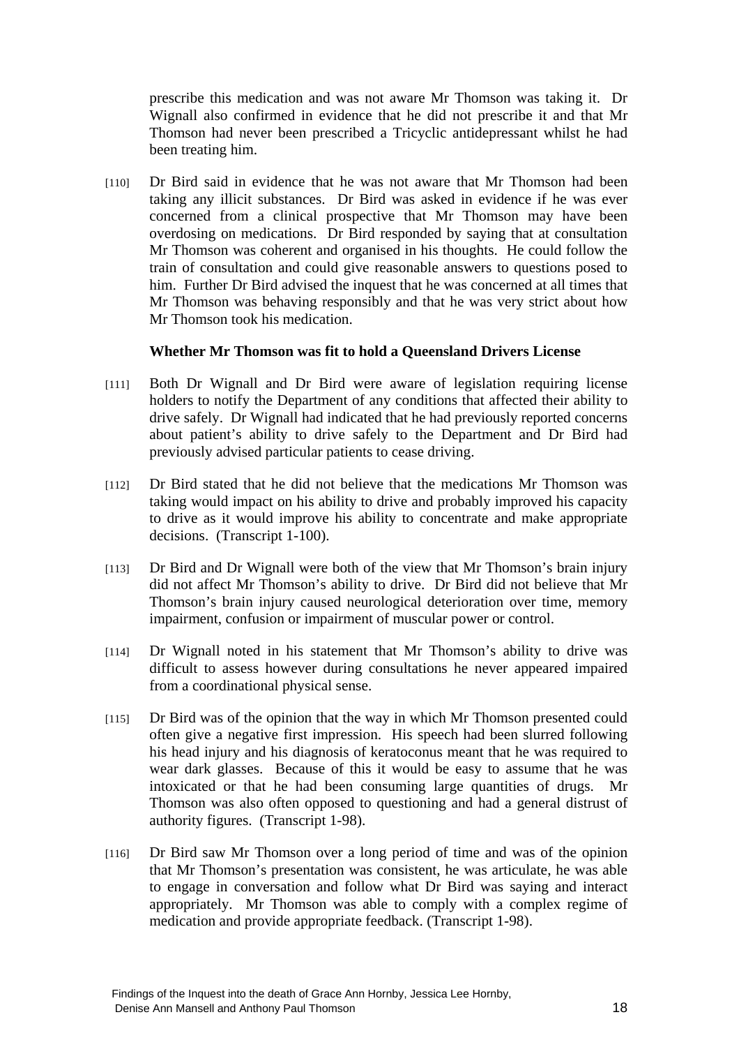prescribe this medication and was not aware Mr Thomson was taking it. Dr Wignall also confirmed in evidence that he did not prescribe it and that Mr Thomson had never been prescribed a Tricyclic antidepressant whilst he had been treating him.

[110] Dr Bird said in evidence that he was not aware that Mr Thomson had been taking any illicit substances. Dr Bird was asked in evidence if he was ever concerned from a clinical prospective that Mr Thomson may have been overdosing on medications. Dr Bird responded by saying that at consultation Mr Thomson was coherent and organised in his thoughts. He could follow the train of consultation and could give reasonable answers to questions posed to him. Further Dr Bird advised the inquest that he was concerned at all times that Mr Thomson was behaving responsibly and that he was very strict about how Mr Thomson took his medication.

**Whether Mr Thomson was fit to hold a Queensland Drivers License**

[111] Both Dr Wignall and Dr Bird were aware of legislation requiring license holders to notify the Department of any conditions that affected their ability to drive safely. Dr Wignall had indicated that he had previously reported concerns about patient's ability to drive safely to the Department and Dr Bird had previously advised particular patients to cease driving.

[112] Dr Bird stated that he did not believe that the medications Mr Thomson was taking would impact on his ability to drive and probably improved his capacity to drive as it would improve his ability to concentrate and make appropriate decisions. (Transcript 1-100).

[113] Dr Bird and Dr Wignall were both of the view that Mr Thomson's brain injury did not affect Mr Thomson's ability to drive. Dr Bird did not believe that Mr Thomson's brain injury caused neurological deterioration over time, memory impairment, confusion or impairment of muscular power or control.

[114] Dr Wignall noted in his statement that Mr Thomson's ability to drive was difficult to assess however during consultations he never appeared impaired from a coordinational physical sense.

[115] Dr Bird was of the opinion that the way in which Mr Thomson presented could often give a negative first impression. His speech had been slurred following his head injury and his diagnosis of keratoconus meant that he was required to wear dark glasses. Because of this it would be easy to assume that he was intoxicated or that he had been consuming large quantities of drugs. Mr Thomson was also often opposed to questioning and had a general distrust of authority figures. (Transcript 1-98).

[116] Dr Bird saw Mr Thomson over a long period of time and was of the opinion that Mr Thomson's presentation was consistent, he was articulate, he was able to engage in conversation and follow what Dr Bird was saying and interact appropriately. Mr Thomson was able to comply with a complex regime of medication and provide appropriate feedback. (Transcript 1-98).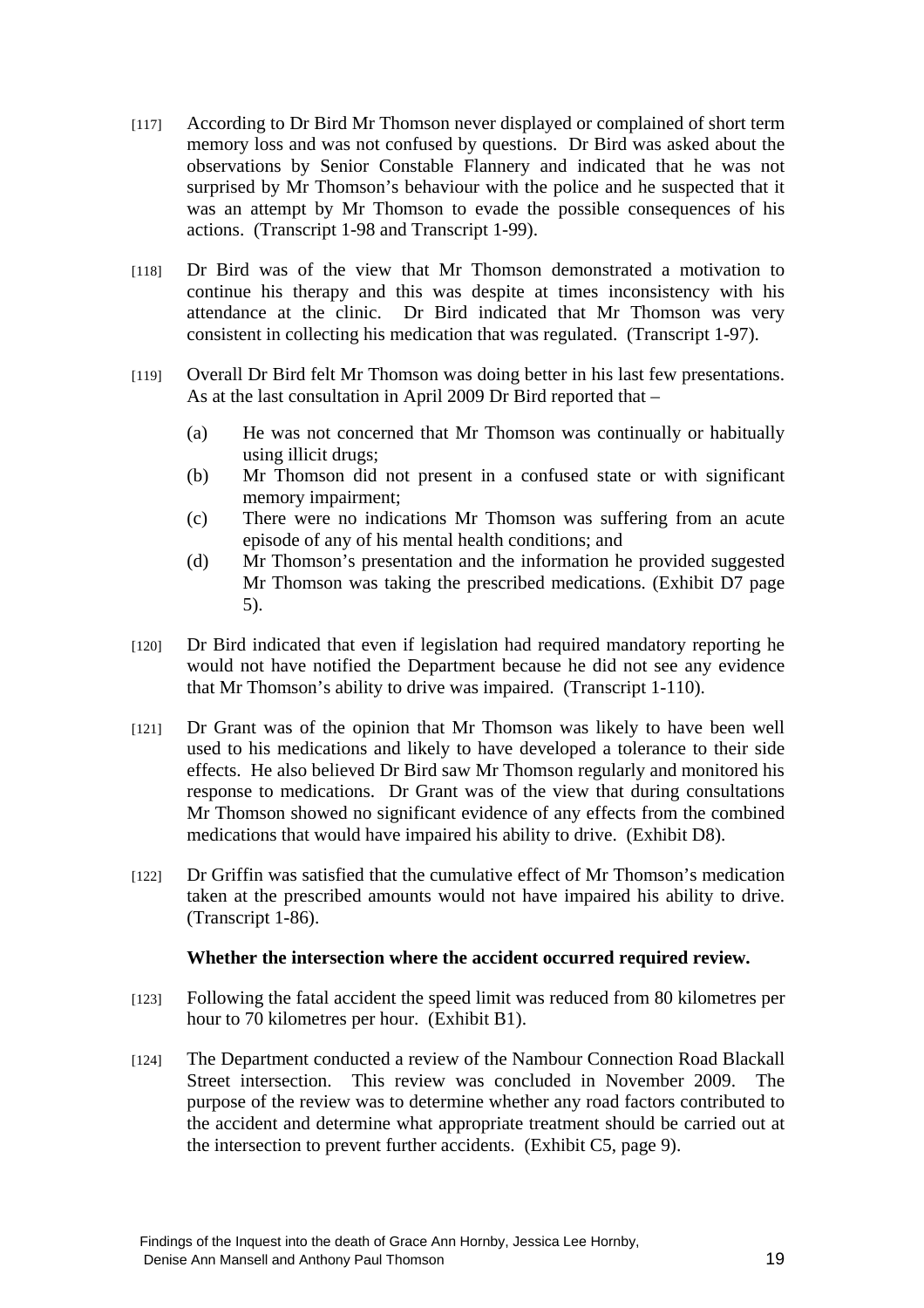[117] According to Dr Bird Mr Thomson never displayed or complained of short term memory loss and was not confused by questions. Dr Bird was asked about the observations by Senior Constable Flannery and indicated that he was not surprised by Mr Thomson's behaviour with the police and he suspected that it was an attempt by Mr Thomson to evade the possible consequences of his actions. (Transcript 1-98 and Transcript 1-99).

[118] Dr Bird was of the view that Mr Thomson demonstrated a motivation to continue his therapy and this was despite at times inconsistency with his attendance at the clinic. Dr Bird indicated that Mr Thomson was very consistent in collecting his medication that was regulated. (Transcript 1-97).

[119] Overall Dr Bird felt Mr Thomson was doing better in his last few presentations. As at the last consultation in April 2009 Dr Bird reported that –

(a) He was not concerned that Mr Thomson was continually or habitually using illicit drugs;

(b) Mr Thomson did not present in a confused state or with significant memory impairment;

(c) There were no indications Mr Thomson was suffering from an acute episode of any of his mental health conditions; and

(d) Mr Thomson's presentation and the information he provided suggested Mr Thomson was taking the prescribed medications. (Exhibit D7 page 5).

[120] Dr Bird indicated that even if legislation had required mandatory reporting he would not have notified the Department because he did not see any evidence that Mr Thomson's ability to drive was impaired. (Transcript 1-110).

[121] Dr Grant was of the opinion that Mr Thomson was likely to have been well used to his medications and likely to have developed a tolerance to their side effects. He also believed Dr Bird saw Mr Thomson regularly and monitored his response to medications. Dr Grant was of the view that during consultations Mr Thomson showed no significant evidence of any effects from the combined medications that would have impaired his ability to drive. (Exhibit D8).

[122] Dr Griffin was satisfied that the cumulative effect of Mr Thomson's medication taken at the prescribed amounts would not have impaired his ability to drive. (Transcript 1-86).

**Whether the intersection where the accident occurred required review.**

[123] Following the fatal accident the speed limit was reduced from 80 kilometres per hour to 70 kilometres per hour. (Exhibit B1).

[124] The Department conducted a review of the Nambour Connection Road Blackall Street intersection. This review was concluded in November 2009. The purpose of the review was to determine whether any road factors contributed to the accident and determine what appropriate treatment should be carried out at the intersection to prevent further accidents. (Exhibit C5, page 9).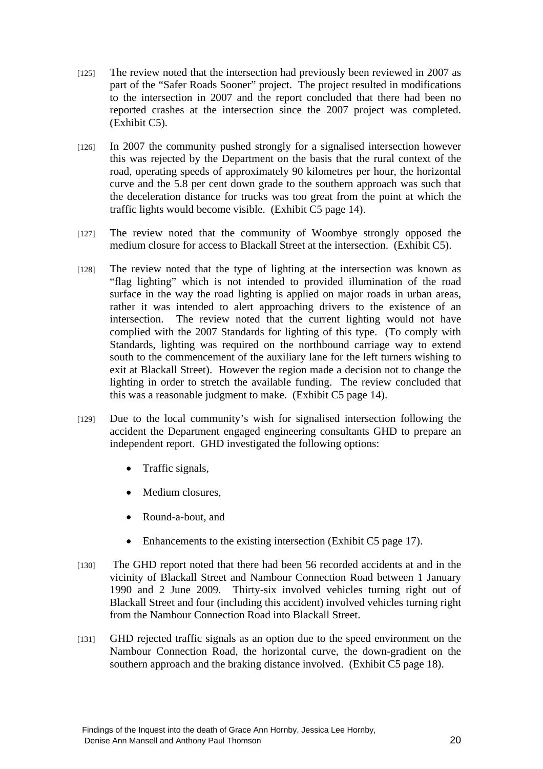[125] The review noted that the intersection had previously been reviewed in 2007 as part of the "Safer Roads Sooner" project. The project resulted in modifications to the intersection in 2007 and the report concluded that there had been no reported crashes at the intersection since the 2007 project was completed. (Exhibit C5).

[126] In 2007 the community pushed strongly for a signalised intersection however this was rejected by the Department on the basis that the rural context of the road, operating speeds of approximately 90 kilometres per hour, the horizontal curve and the 5.8 per cent down grade to the southern approach was such that the deceleration distance for trucks was too great from the point at which the traffic lights would become visible. (Exhibit C5 page 14).

[127] The review noted that the community of Woombye strongly opposed the medium closure for access to Blackall Street at the intersection. (Exhibit C5).

[128] The review noted that the type of lighting at the intersection was known as "flag lighting" which is not intended to provided illumination of the road surface in the way the road lighting is applied on major roads in urban areas, rather it was intended to alert approaching drivers to the existence of an intersection. The review noted that the current lighting would not have complied with the 2007 Standards for lighting of this type. (To comply with Standards, lighting was required on the northbound carriage way to extend south to the commencement of the auxiliary lane for the left turners wishing to exit at Blackall Street). However the region made a decision not to change the lighting in order to stretch the available funding. The review concluded that this was a reasonable judgment to make. (Exhibit C5 page 14).

[129] Due to the local community's wish for signalised intersection following the accident the Department engaged engineering consultants GHD to prepare an independent report. GHD investigated the following options:

- Traffic signals,
- Medium closures,
- Round-a-bout, and
- Enhancements to the existing intersection (Exhibit C5 page 17).

[130] The GHD report noted that there had been 56 recorded accidents at and in the vicinity of Blackall Street and Nambour Connection Road between 1 January 1990 and 2 June 2009. Thirty-six involved vehicles turning right out of Blackall Street and four (including this accident) involved vehicles turning right from the Nambour Connection Road into Blackall Street.

[131] GHD rejected traffic signals as an option due to the speed environment on the Nambour Connection Road, the horizontal curve, the down-gradient on the southern approach and the braking distance involved. (Exhibit C5 page 18).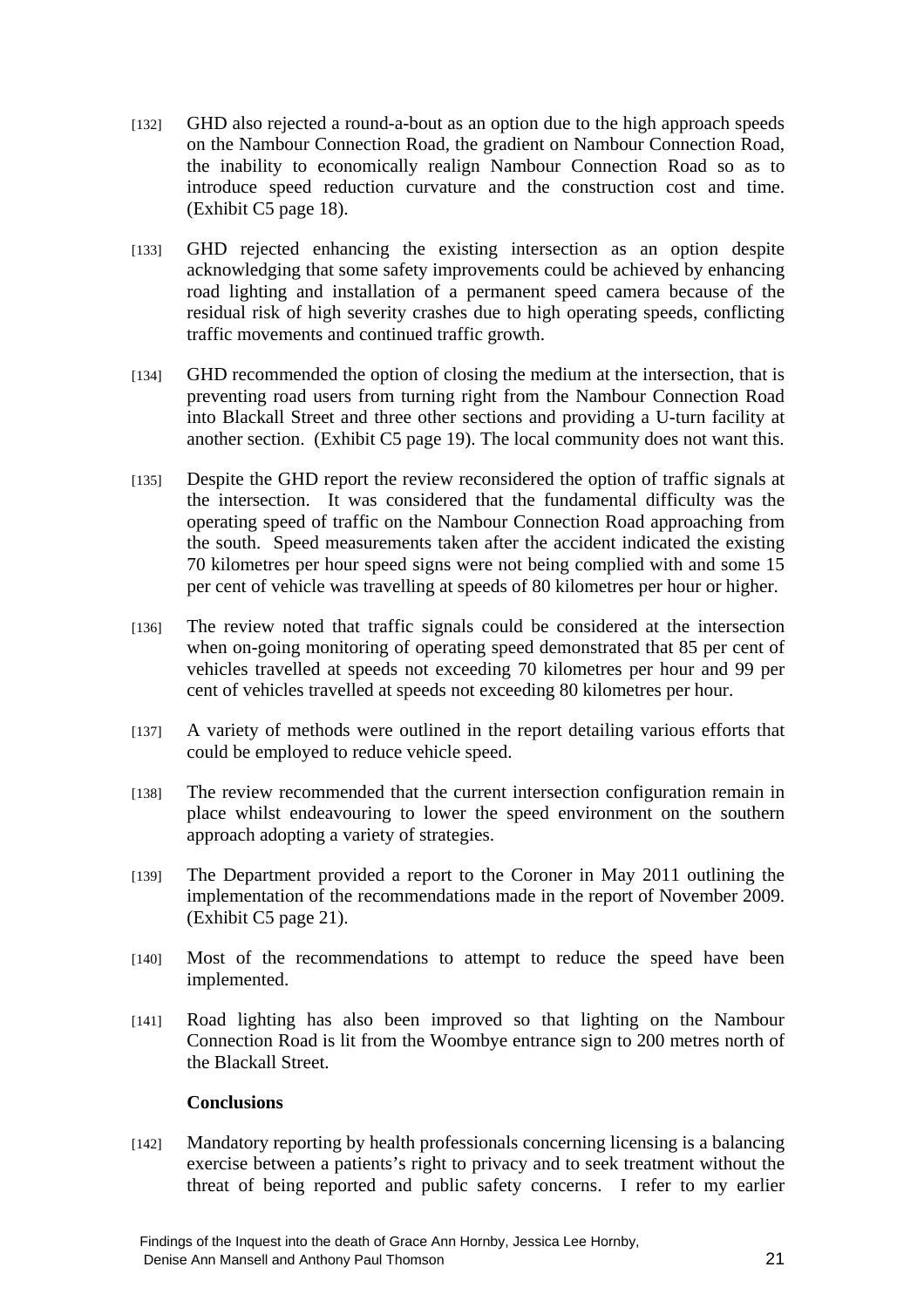[132] GHD also rejected a round-a-bout as an option due to the high approach speeds on the Nambour Connection Road, the gradient on Nambour Connection Road, the inability to economically realign Nambour Connection Road so as to introduce speed reduction curvature and the construction cost and time. (Exhibit C5 page 18).

[133] GHD rejected enhancing the existing intersection as an option despite acknowledging that some safety improvements could be achieved by enhancing road lighting and installation of a permanent speed camera because of the residual risk of high severity crashes due to high operating speeds, conflicting traffic movements and continued traffic growth.

[134] GHD recommended the option of closing the medium at the intersection, that is preventing road users from turning right from the Nambour Connection Road into Blackall Street and three other sections and providing a U-turn facility at another section. (Exhibit C5 page 19). The local community does not want this.

[135] Despite the GHD report the review reconsidered the option of traffic signals at the intersection. It was considered that the fundamental difficulty was the operating speed of traffic on the Nambour Connection Road approaching from the south. Speed measurements taken after the accident indicated the existing 70 kilometres per hour speed signs were not being complied with and some 15 per cent of vehicle was travelling at speeds of 80 kilometres per hour or higher.

[136] The review noted that traffic signals could be considered at the intersection when on-going monitoring of operating speed demonstrated that 85 per cent of vehicles travelled at speeds not exceeding 70 kilometres per hour and 99 per cent of vehicles travelled at speeds not exceeding 80 kilometres per hour.

[137] A variety of methods were outlined in the report detailing various efforts that could be employed to reduce vehicle speed.

[138] The review recommended that the current intersection configuration remain in place whilst endeavouring to lower the speed environment on the southern approach adopting a variety of strategies.

[139] The Department provided a report to the Coroner in May 2011 outlining the implementation of the recommendations made in the report of November 2009. (Exhibit C5 page 21).

[140] Most of the recommendations to attempt to reduce the speed have been implemented.

[141] Road lighting has also been improved so that lighting on the Nambour Connection Road is lit from the Woombye entrance sign to 200 metres north of the Blackall Street.

**Conclusions**

[142] Mandatory reporting by health professionals concerning licensing is a balancing exercise between a patients's right to privacy and to seek treatment without the threat of being reported and public safety concerns. I refer to my earlier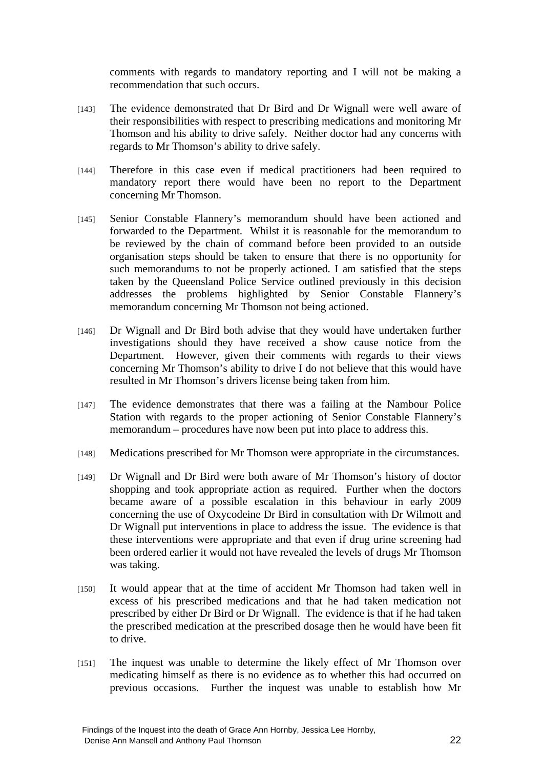comments with regards to mandatory reporting and I will not be making a recommendation that such occurs.

[143] The evidence demonstrated that Dr Bird and Dr Wignall were well aware of their responsibilities with respect to prescribing medications and monitoring Mr Thomson and his ability to drive safely. Neither doctor had any concerns with regards to Mr Thomson's ability to drive safely.

[144] Therefore in this case even if medical practitioners had been required to mandatory report there would have been no report to the Department concerning Mr Thomson.

[145] Senior Constable Flannery's memorandum should have been actioned and forwarded to the Department. Whilst it is reasonable for the memorandum to be reviewed by the chain of command before been provided to an outside organisation steps should be taken to ensure that there is no opportunity for such memorandums to not be properly actioned. I am satisfied that the steps taken by the Queensland Police Service outlined previously in this decision addresses the problems highlighted by Senior Constable Flannery's memorandum concerning Mr Thomson not being actioned.

[146] Dr Wignall and Dr Bird both advise that they would have undertaken further investigations should they have received a show cause notice from the Department. However, given their comments with regards to their views concerning Mr Thomson's ability to drive I do not believe that this would have resulted in Mr Thomson's drivers license being taken from him.

[147] The evidence demonstrates that there was a failing at the Nambour Police Station with regards to the proper actioning of Senior Constable Flannery's memorandum – procedures have now been put into place to address this.

[148] Medications prescribed for Mr Thomson were appropriate in the circumstances.

[149] Dr Wignall and Dr Bird were both aware of Mr Thomson's history of doctor shopping and took appropriate action as required. Further when the doctors became aware of a possible escalation in this behaviour in early 2009 concerning the use of Oxycodeine Dr Bird in consultation with Dr Wilmott and Dr Wignall put interventions in place to address the issue. The evidence is that these interventions were appropriate and that even if drug urine screening had been ordered earlier it would not have revealed the levels of drugs Mr Thomson was taking.

[150] It would appear that at the time of accident Mr Thomson had taken well in excess of his prescribed medications and that he had taken medication not prescribed by either Dr Bird or Dr Wignall. The evidence is that if he had taken the prescribed medication at the prescribed dosage then he would have been fit to drive.

[151] The inquest was unable to determine the likely effect of Mr Thomson over medicating himself as there is no evidence as to whether this had occurred on previous occasions. Further the inquest was unable to establish how Mr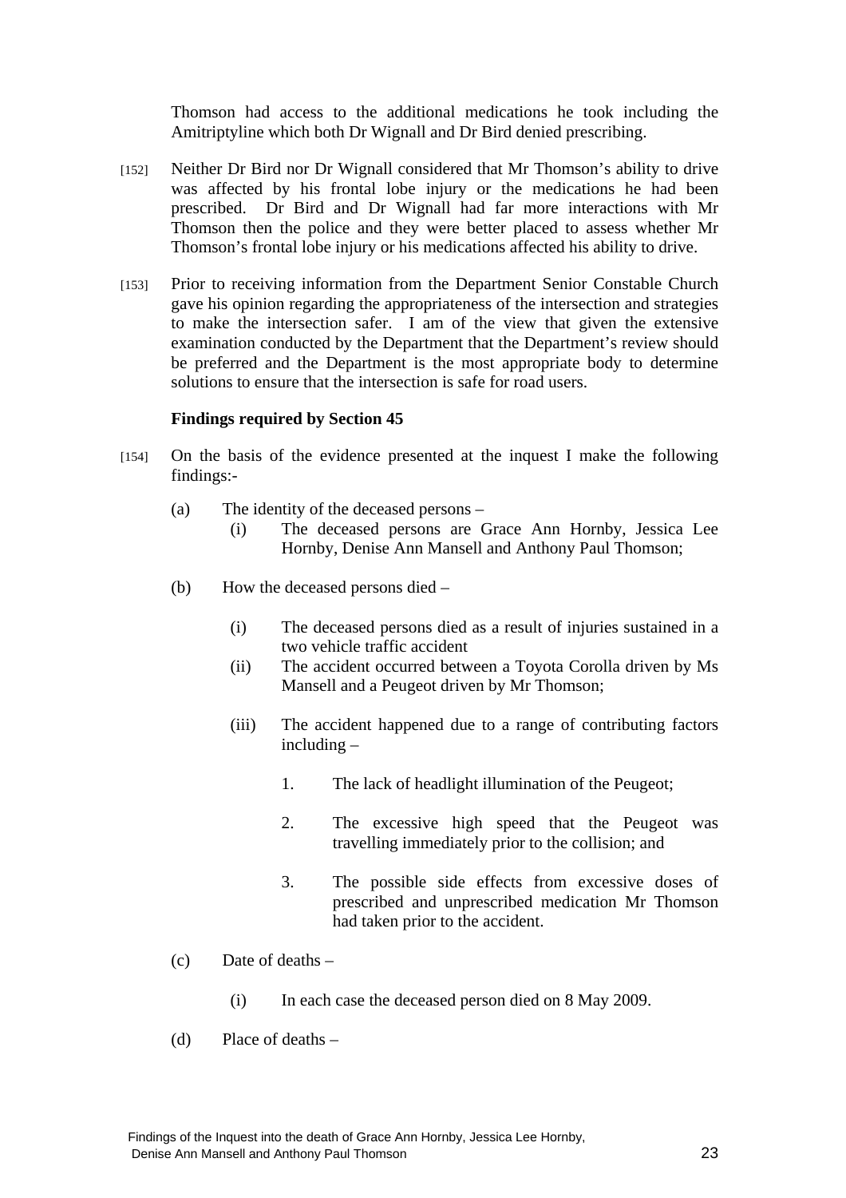Thomson had access to the additional medications he took including the Amitriptyline which both Dr Wignall and Dr Bird denied prescribing.

[152] Neither Dr Bird nor Dr Wignall considered that Mr Thomson's ability to drive was affected by his frontal lobe injury or the medications he had been prescribed. Dr Bird and Dr Wignall had far more interactions with Mr Thomson then the police and they were better placed to assess whether Mr Thomson's frontal lobe injury or his medications affected his ability to drive.

[153] Prior to receiving information from the Department Senior Constable Church gave his opinion regarding the appropriateness of the intersection and strategies to make the intersection safer. I am of the view that given the extensive examination conducted by the Department that the Department's review should be preferred and the Department is the most appropriate body to determine solutions to ensure that the intersection is safe for road users.

**Findings required by Section 45**

[154] On the basis of the evidence presented at the inquest I make the following findings:-

(a) The identity of the deceased persons –

(i) The deceased persons are Grace Ann Hornby, Jessica Lee Hornby, Denise Ann Mansell and Anthony Paul Thomson;

(b) How the deceased persons died –

(i) The deceased persons died as a result of injuries sustained in a two vehicle traffic accident

(ii) The accident occurred between a Toyota Corolla driven by Ms Mansell and a Peugeot driven by Mr Thomson;

(iii) The accident happened due to a range of contributing factors including –

1. The lack of headlight illumination of the Peugeot;

2. The excessive high speed that the Peugeot was travelling immediately prior to the collision; and

3. The possible side effects from excessive doses of prescribed and unprescribed medication Mr Thomson had taken prior to the accident.

(c) Date of deaths –

(i) In each case the deceased person died on 8 May 2009.

(d) Place of deaths –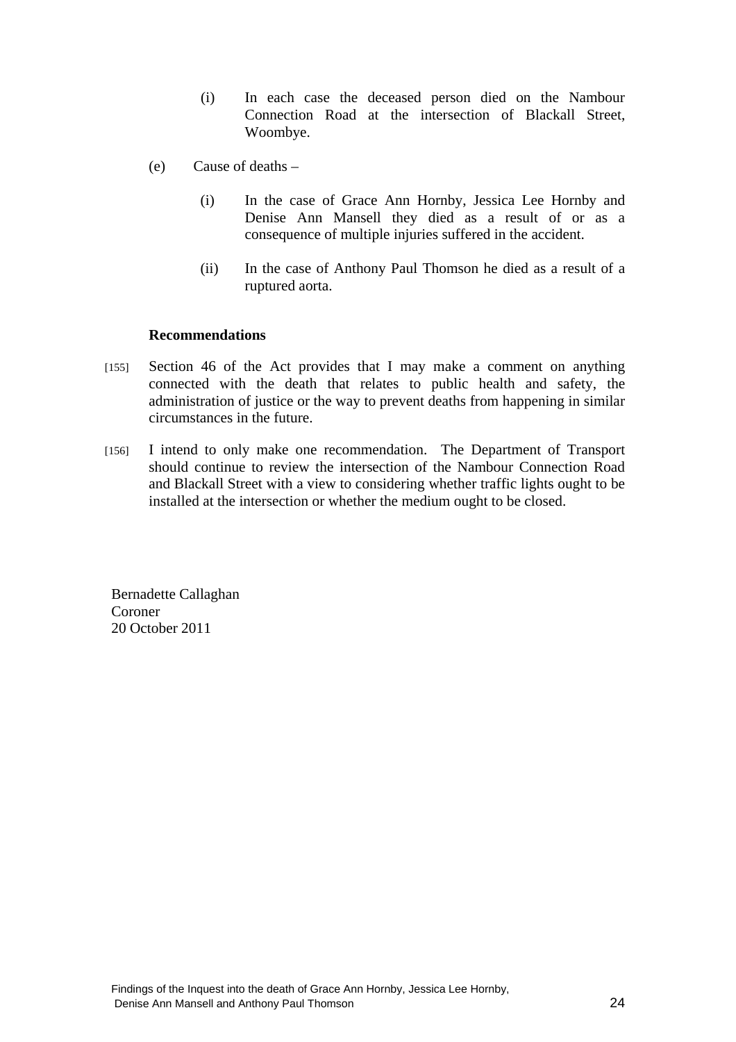(i) In each case the deceased person died on the Nambour Connection Road at the intersection of Blackall Street, Woombye.

(e) Cause of deaths –

(i) In the case of Grace Ann Hornby, Jessica Lee Hornby and Denise Ann Mansell they died as a result of or as a consequence of multiple injuries suffered in the accident.

(ii) In the case of Anthony Paul Thomson he died as a result of a ruptured aorta.

**Recommendations**

[155] Section 46 of the Act provides that I may make a comment on anything connected with the death that relates to public health and safety, the administration of justice or the way to prevent deaths from happening in similar circumstances in the future.

[156] I intend to only make one recommendation. The Department of Transport should continue to review the intersection of the Nambour Connection Road and Blackall Street with a view to considering whether traffic lights ought to be installed at the intersection or whether the medium ought to be closed.

Bernadette Callaghan
Coroner
20 October 2011